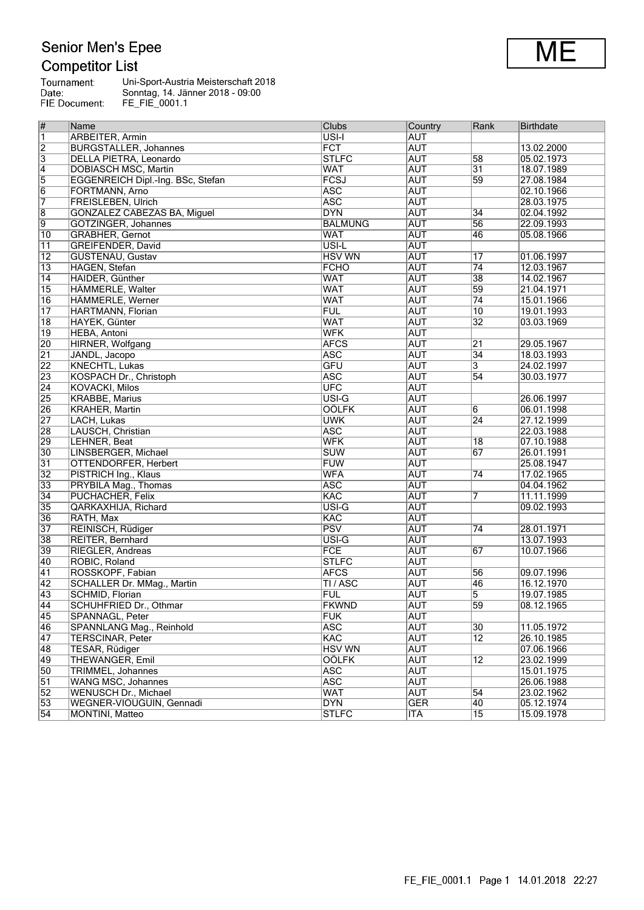# Senior Men's Epee

## Competitor List

**ME**

Tournament: Uni-Sport-Austria Meisterschaft 2018
Date: Sonntag, 14. Jänner 2018 - 09:00
FIE Document: FE_FIE_0001.1

| # | Name | Clubs | Country | Rank | Birthdate |
|---|---|---|---|---|---|
| 1 | ARBEITER, Armin | USI-I | AUT | | |
| 2 | BURGSTALLER, Johannes | FCT | AUT | | 13.02.2000 |
| 3 | DELLA PIETRA, Leonardo | STLFC | AUT | 58 | 05.02.1973 |
| 4 | DOBIASCH MSC, Martin | WAT | AUT | 31 | 18.07.1989 |
| 5 | EGGENREICH Dipl.-Ing. BSc, Stefan | FCSJ | AUT | 59 | 27.08.1984 |
| 6 | FORTMANN, Arno | ASC | AUT | | 02.10.1966 |
| 7 | FREISLEBEN, Ulrich | ASC | AUT | | 28.03.1975 |
| 8 | GONZALEZ CABEZAS BA, Miguel | DYN | AUT | 34 | 02.04.1992 |
| 9 | GOTZINGER, Johannes | BALMUNG | AUT | 56 | 22.09.1993 |
| 10 | GRABHER, Gernot | WAT | AUT | 46 | 05.08.1966 |
| 11 | GREIFENDER, David | USI-L | AUT | | |
| 12 | GUSTENAU, Gustav | HSV WN | AUT | 17 | 01.06.1997 |
| 13 | HAGEN, Stefan | FCHO | AUT | 74 | 12.03.1967 |
| 14 | HAIDER, Günther | WAT | AUT | 38 | 14.02.1967 |
| 15 | HÄMMERLE, Walter | WAT | AUT | 59 | 21.04.1971 |
| 16 | HÄMMERLE, Werner | WAT | AUT | 74 | 15.01.1966 |
| 17 | HARTMANN, Florian | FUL | AUT | 10 | 19.01.1993 |
| 18 | HAYEK, Günter | WAT | AUT | 32 | 03.03.1969 |
| 19 | HEBA, Antoni | WFK | AUT | | |
| 20 | HIRNER, Wolfgang | AFCS | AUT | 21 | 29.05.1967 |
| 21 | JANDL, Jacopo | ASC | AUT | 34 | 18.03.1993 |
| 22 | KNECHTL, Lukas | GFU | AUT | 3 | 24.02.1997 |
| 23 | KOSPACH Dr., Christoph | ASC | AUT | 54 | 30.03.1977 |
| 24 | KOVACKI, Milos | UFC | AUT | | |
| 25 | KRABBE, Marius | USI-G | AUT | | 26.06.1997 |
| 26 | KRAHER, Martin | OÖLFK | AUT | 6 | 06.01.1998 |
| 27 | LACH, Lukas | UWK | AUT | 24 | 27.12.1999 |
| 28 | LAUSCH, Christian | ASC | AUT | | 22.03.1988 |
| 29 | LEHNER, Beat | WFK | AUT | 18 | 07.10.1988 |
| 30 | LINSBERGER, Michael | SUW | AUT | 67 | 26.01.1991 |
| 31 | OTTENDORFER, Herbert | FUW | AUT | | 25.08.1947 |
| 32 | PISTRICH Ing., Klaus | WFA | AUT | 74 | 17.02.1965 |
| 33 | PRYBILA Mag., Thomas | ASC | AUT | | 04.04.1962 |
| 34 | PUCHACHER, Felix | KAC | AUT | 7 | 11.11.1999 |
| 35 | QARKAXHIJA, Richard | USI-G | AUT | | 09.02.1993 |
| 36 | RATH, Max | KAC | AUT | | |
| 37 | REINISCH, Rüdiger | PSV | AUT | 74 | 28.01.1971 |
| 38 | REITER, Bernhard | USI-G | AUT | | 13.07.1993 |
| 39 | RIEGLER, Andreas | FCE | AUT | 67 | 10.07.1966 |
| 40 | ROBIC, Roland | STLFC | AUT | | |
| 41 | ROSSKOPF, Fabian | AFCS | AUT | 56 | 09.07.1996 |
| 42 | SCHALLER Dr. MMag., Martin | TI / ASC | AUT | 46 | 16.12.1970 |
| 43 | SCHMID, Florian | FUL | AUT | 5 | 19.07.1985 |
| 44 | SCHUHFRIED Dr., Othmar | FKWND | AUT | 59 | 08.12.1965 |
| 45 | SPANNAGL, Peter | FUK | AUT | | |
| 46 | SPANNLANG Mag., Reinhold | ASC | AUT | 30 | 11.05.1972 |
| 47 | TERSCINAR, Peter | KAC | AUT | 12 | 26.10.1985 |
| 48 | TESAR, Rüdiger | HSV WN | AUT | | 07.06.1966 |
| 49 | THEWANGER, Emil | OÖLFK | AUT | 12 | 23.02.1999 |
| 50 | TRIMMEL, Johannes | ASC | AUT | | 15.01.1975 |
| 51 | WANG MSC, Johannes | ASC | AUT | | 26.06.1988 |
| 52 | WENUSCH Dr., Michael | WAT | AUT | 54 | 23.02.1962 |
| 53 | WEGNER-VIOUGUIN, Gennadi | DYN | GER | 40 | 05.12.1974 |
| 54 | MONTINI, Matteo | STLFC | ITA | 15 | 15.09.1978 |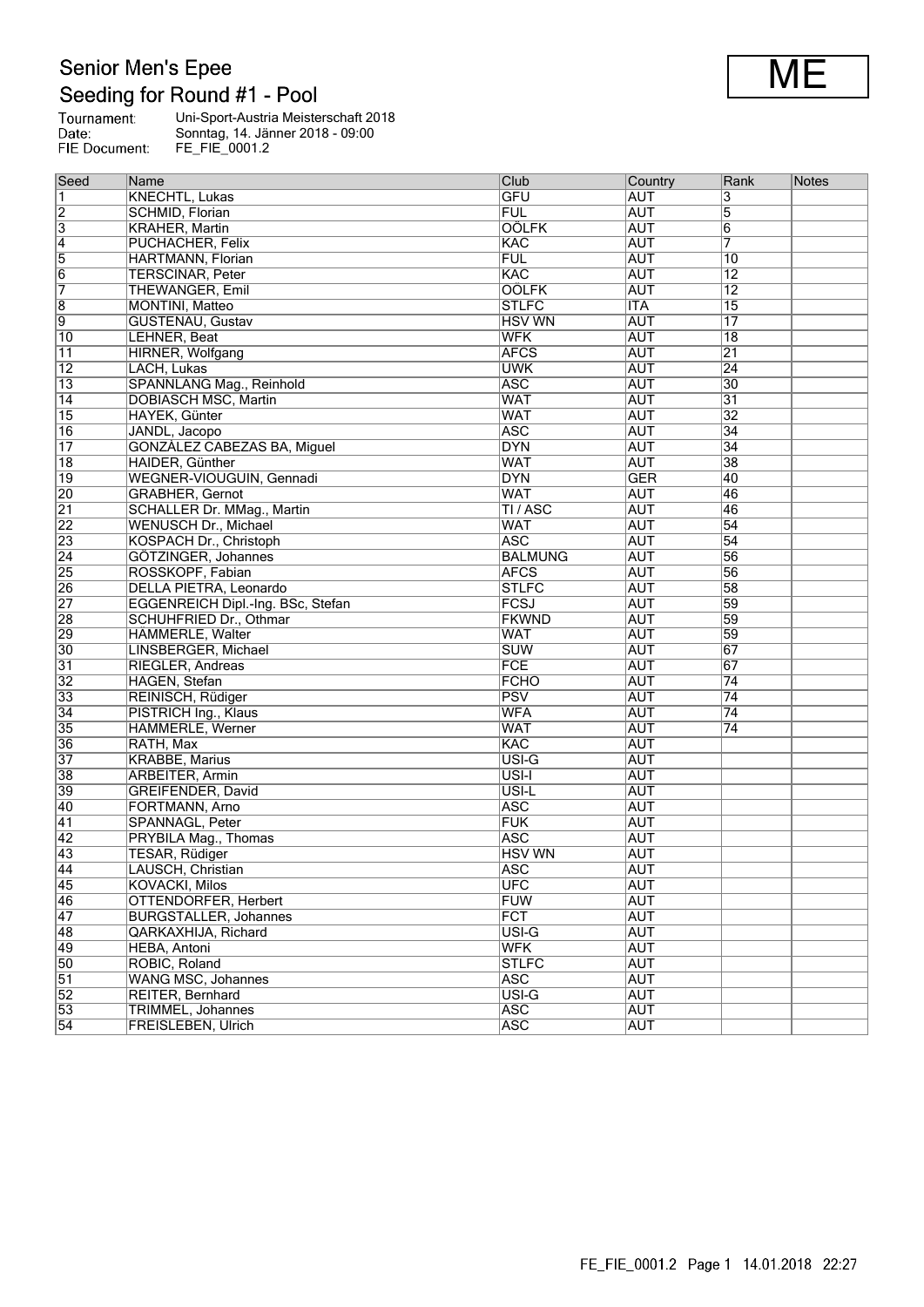# Senior Men's Epee

## Seeding for Round #1 - Pool

**ME**

Tournament: Uni-Sport-Austria Meisterschaft 2018
Date: Sonntag, 14. Jänner 2018 - 09:00
FIE Document: FE_FIE_0001.2

| Seed | Name | Club | Country | Rank | Notes |
|---|---|---|---|---|---|
| 1 | KNECHTL, Lukas | GFU | AUT | 3 | |
| 2 | SCHMID, Florian | FUL | AUT | 5 | |
| 3 | KRAHER, Martin | OÖLFK | AUT | 6 | |
| 4 | PUCHACHER, Felix | KAC | AUT | 7 | |
| 5 | HARTMANN, Florian | FUL | AUT | 10 | |
| 6 | TERSCINAR, Peter | KAC | AUT | 12 | |
| 7 | THEWANGER, Emil | OÖLFK | AUT | 12 | |
| 8 | MONTINI, Matteo | STLFC | ITA | 15 | |
| 9 | GUSTENAU, Gustav | HSV WN | AUT | 17 | |
| 10 | LEHNER, Beat | WFK | AUT | 18 | |
| 11 | HIRNER, Wolfgang | AFCS | AUT | 21 | |
| 12 | LACH, Lukas | UWK | AUT | 24 | |
| 13 | SPANNLANG Mag., Reinhold | ASC | AUT | 30 | |
| 14 | DOBIASCH MSC, Martin | WAT | AUT | 31 | |
| 15 | HAYEK, Günter | WAT | AUT | 32 | |
| 16 | JANDL, Jacopo | ASC | AUT | 34 | |
| 17 | GONZÁLEZ CABEZAS BA, Miguel | DYN | AUT | 34 | |
| 18 | HAIDER, Günther | WAT | AUT | 38 | |
| 19 | WEGNER-VIOUGUIN, Gennadi | DYN | GER | 40 | |
| 20 | GRABHER, Gernot | WAT | AUT | 46 | |
| 21 | SCHALLER Dr. MMag., Martin | TI / ASC | AUT | 46 | |
| 22 | WENUSCH Dr., Michael | WAT | AUT | 54 | |
| 23 | KOSPACH Dr., Christoph | ASC | AUT | 54 | |
| 24 | GÖTZINGER, Johannes | BALMUNG | AUT | 56 | |
| 25 | ROSSKOPF, Fabian | AFCS | AUT | 56 | |
| 26 | DELLA PIETRA, Leonardo | STLFC | AUT | 58 | |
| 27 | EGGENREICH Dipl.-Ing. BSc, Stefan | FCSJ | AUT | 59 | |
| 28 | SCHUHFRIED Dr., Othmar | FKWND | AUT | 59 | |
| 29 | HAMMERLE, Walter | WAT | AUT | 59 | |
| 30 | LINSBERGER, Michael | SUW | AUT | 67 | |
| 31 | RIEGLER, Andreas | FCE | AUT | 67 | |
| 32 | HAGEN, Stefan | FCHO | AUT | 74 | |
| 33 | REINISCH, Rüdiger | PSV | AUT | 74 | |
| 34 | PISTRICH Ing., Klaus | WFA | AUT | 74 | |
| 35 | HAMMERLE, Werner | WAT | AUT | 74 | |
| 36 | RATH, Max | KAC | AUT | | |
| 37 | KRABBE, Marius | USI-G | AUT | | |
| 38 | ARBEITER, Armin | USI-I | AUT | | |
| 39 | GREIFENDER, David | USI-L | AUT | | |
| 40 | FORTMANN, Arno | ASC | AUT | | |
| 41 | SPANNAGL, Peter | FUK | AUT | | |
| 42 | PRYBILA Mag., Thomas | ASC | AUT | | |
| 43 | TESAR, Rüdiger | HSV WN | AUT | | |
| 44 | LAUSCH, Christian | ASC | AUT | | |
| 45 | KOVACKI, Milos | UFC | AUT | | |
| 46 | OTTENDORFER, Herbert | FUW | AUT | | |
| 47 | BURGSTALLER, Johannes | FCT | AUT | | |
| 48 | QARKAXHIJA, Richard | USI-G | AUT | | |
| 49 | HEBA, Antoni | WFK | AUT | | |
| 50 | ROBIC, Roland | STLFC | AUT | | |
| 51 | WANG MSC, Johannes | ASC | AUT | | |
| 52 | REITER, Bernhard | USI-G | AUT | | |
| 53 | TRIMMEL, Johannes | ASC | AUT | | |
| 54 | FREISLEBEN, Ulrich | ASC | AUT | | |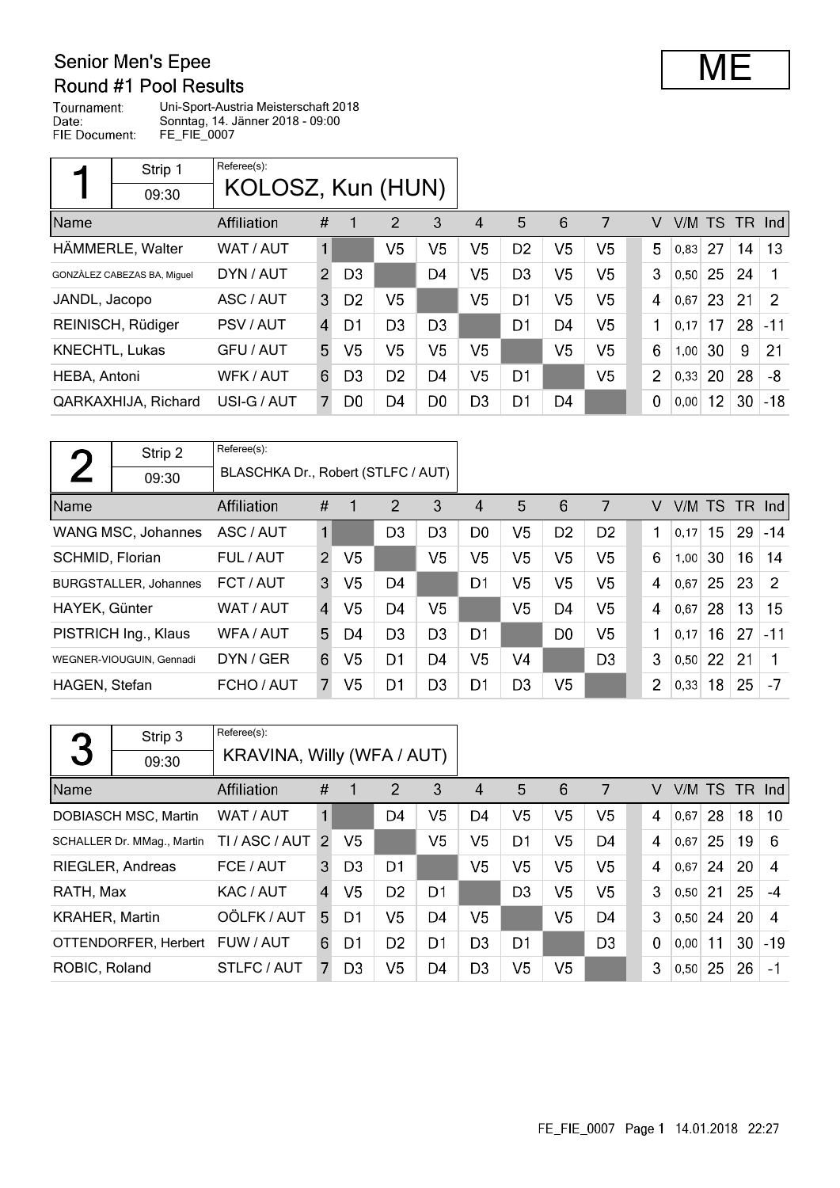# Senior Men's Epee

## Round #1 Pool Results

**ME**

Tournament: Uni-Sport-Austria Meisterschaft 2018
Date: Sonntag, 14. Jänner 2018 - 09:00
FIE Document: FE_FIE_0007

### 1 — Strip 1 — 09:30

Referee(s): KOLOSZ, Kun (HUN)

| Name | Affiliation | # | 1 | 2 | 3 | 4 | 5 | 6 | 7 | V | V/M | TS | TR | Ind |
|---|---|---|---|---|---|---|---|---|---|---|---|---|---|---|
| HÄMMERLE, Walter | WAT / AUT | 1 | | V5 | V5 | V5 | D2 | V5 | V5 | 5 | 0,83 | 27 | 14 | 13 |
| GONZÀLEZ CABEZAS BA, Miguel | DYN / AUT | 2 | D3 | | D4 | V5 | D3 | V5 | V5 | 3 | 0,50 | 25 | 24 | 1 |
| JANDL, Jacopo | ASC / AUT | 3 | D2 | V5 | | V5 | D1 | V5 | V5 | 4 | 0,67 | 23 | 21 | 2 |
| REINISCH, Rüdiger | PSV / AUT | 4 | D1 | D3 | D3 | | D1 | D4 | V5 | 1 | 0,17 | 17 | 28 | -11 |
| KNECHTL, Lukas | GFU / AUT | 5 | V5 | V5 | V5 | V5 | | V5 | V5 | 6 | 1,00 | 30 | 9 | 21 |
| HEBA, Antoni | WFK / AUT | 6 | D3 | D2 | D4 | V5 | D1 | | V5 | 2 | 0,33 | 20 | 28 | -8 |
| QARKAXHIJA, Richard | USI-G / AUT | 7 | D0 | D4 | D0 | D3 | D1 | D4 | | 0 | 0,00 | 12 | 30 | -18 |

### 2 — Strip 2 — 09:30

Referee(s): BLASCHKA Dr., Robert (STLFC / AUT)

| Name | Affiliation | # | 1 | 2 | 3 | 4 | 5 | 6 | 7 | V | V/M | TS | TR | Ind |
|---|---|---|---|---|---|---|---|---|---|---|---|---|---|---|
| WANG MSC, Johannes | ASC / AUT | 1 | | D3 | D3 | D0 | V5 | D2 | D2 | 1 | 0,17 | 15 | 29 | -14 |
| SCHMID, Florian | FUL / AUT | 2 | V5 | | V5 | V5 | V5 | V5 | V5 | 6 | 1,00 | 30 | 16 | 14 |
| BURGSTALLER, Johannes | FCT / AUT | 3 | V5 | D4 | | D1 | V5 | V5 | V5 | 4 | 0,67 | 25 | 23 | 2 |
| HAYEK, Günter | WAT / AUT | 4 | V5 | D4 | V5 | | V5 | D4 | V5 | 4 | 0,67 | 28 | 13 | 15 |
| PISTRICH Ing., Klaus | WFA / AUT | 5 | D4 | D3 | D3 | D1 | | D0 | V5 | 1 | 0,17 | 16 | 27 | -11 |
| WEGNER-VIOUGUIN, Gennadi | DYN / GER | 6 | V5 | D1 | D4 | V5 | V4 | | D3 | 3 | 0,50 | 22 | 21 | 1 |
| HAGEN, Stefan | FCHO / AUT | 7 | V5 | D1 | D3 | D1 | D3 | V5 | | 2 | 0,33 | 18 | 25 | -7 |

### 3 — Strip 3 — 09:30

Referee(s): KRAVINA, Willy (WFA / AUT)

| Name | Affiliation | # | 1 | 2 | 3 | 4 | 5 | 6 | 7 | V | V/M | TS | TR | Ind |
|---|---|---|---|---|---|---|---|---|---|---|---|---|---|---|
| DOBIASCH MSC, Martin | WAT / AUT | 1 | | D4 | V5 | D4 | V5 | V5 | V5 | 4 | 0,67 | 28 | 18 | 10 |
| SCHALLER Dr. MMag., Martin | TI / ASC / AUT | 2 | V5 | | V5 | V5 | D1 | V5 | D4 | 4 | 0,67 | 25 | 19 | 6 |
| RIEGLER, Andreas | FCE / AUT | 3 | D3 | D1 | | V5 | V5 | V5 | V5 | 4 | 0,67 | 24 | 20 | 4 |
| RATH, Max | KAC / AUT | 4 | V5 | D2 | D1 | | D3 | V5 | V5 | 3 | 0,50 | 21 | 25 | -4 |
| KRAHER, Martin | OÖLFK / AUT | 5 | D1 | V5 | D4 | V5 | | V5 | D4 | 3 | 0,50 | 24 | 20 | 4 |
| OTTENDORFER, Herbert | FUW / AUT | 6 | D1 | D2 | D1 | D3 | D1 | | D3 | 0 | 0,00 | 11 | 30 | -19 |
| ROBIC, Roland | STLFC / AUT | 7 | D3 | V5 | D4 | D3 | V5 | V5 | | 3 | 0,50 | 25 | 26 | -1 |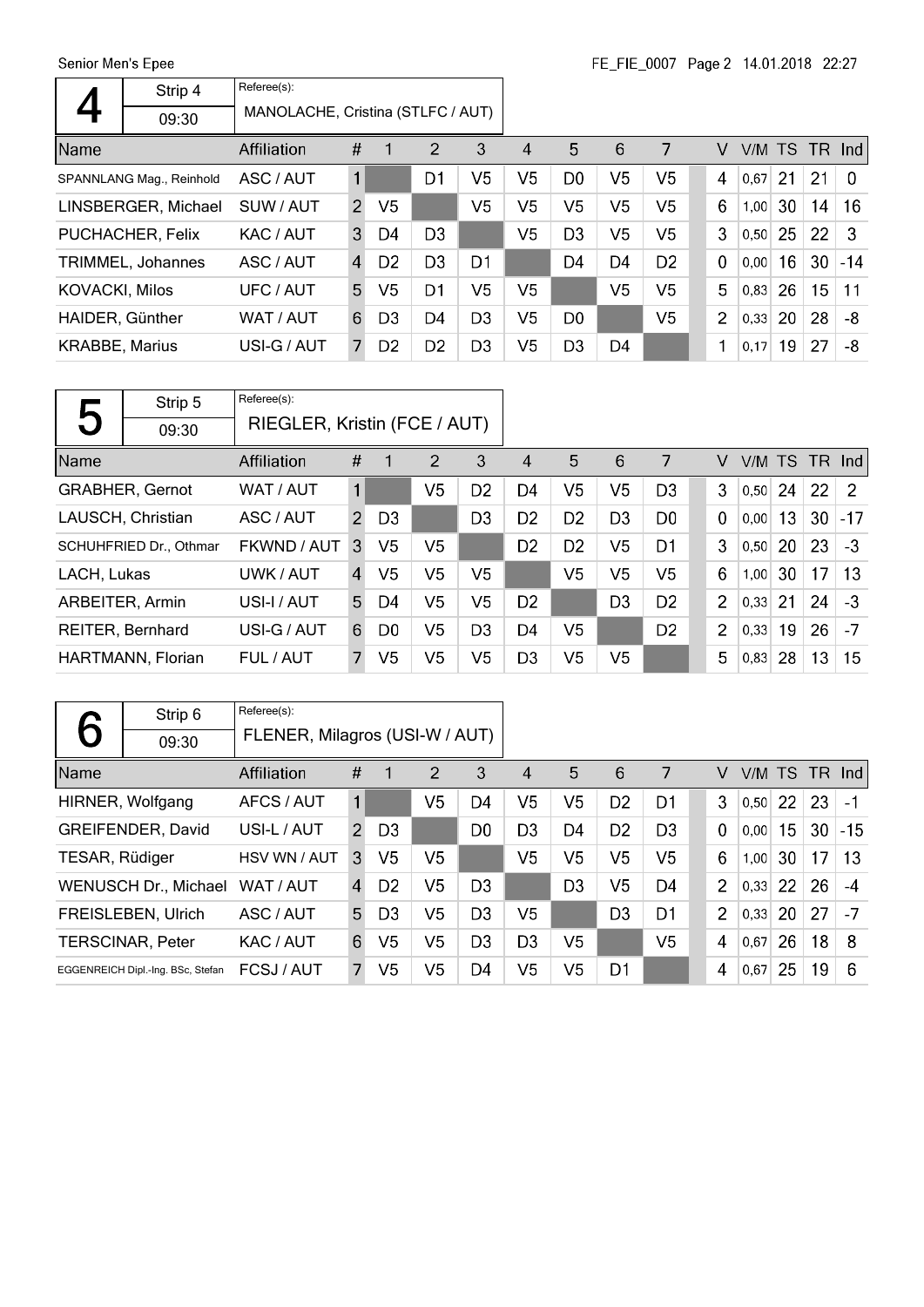Senior Men's Epee

## 4

| Strip 4 | Referee(s): |
|---|---|
| 09:30 | MANOLACHE, Cristina (STLFC / AUT) |

| Name | Affiliation | # | 1 | 2 | 3 | 4 | 5 | 6 | 7 | V | V/M | TS | TR | Ind |
|---|---|---|---|---|---|---|---|---|---|---|---|---|---|---|
| SPANNLANG Mag., Reinhold | ASC / AUT | 1 | | D1 | V5 | V5 | D0 | V5 | V5 | 4 | 0,67 | 21 | 21 | 0 |
| LINSBERGER, Michael | SUW / AUT | 2 | V5 | | V5 | V5 | V5 | V5 | V5 | 6 | 1,00 | 30 | 14 | 16 |
| PUCHACHER, Felix | KAC / AUT | 3 | D4 | D3 | | V5 | D3 | V5 | V5 | 3 | 0,50 | 25 | 22 | 3 |
| TRIMMEL, Johannes | ASC / AUT | 4 | D2 | D3 | D1 | | D4 | D4 | D2 | 0 | 0,00 | 16 | 30 | -14 |
| KOVACKI, Milos | UFC / AUT | 5 | V5 | D1 | V5 | V5 | | V5 | V5 | 5 | 0,83 | 26 | 15 | 11 |
| HAIDER, Günther | WAT / AUT | 6 | D3 | D4 | D3 | V5 | D0 | | V5 | 2 | 0,33 | 20 | 28 | -8 |
| KRABBE, Marius | USI-G / AUT | 7 | D2 | D2 | D3 | V5 | D3 | D4 | | 1 | 0,17 | 19 | 27 | -8 |

## 5

| Strip 5 | Referee(s): |
|---|---|
| 09:30 | RIEGLER, Kristin (FCE / AUT) |

| Name | Affiliation | # | 1 | 2 | 3 | 4 | 5 | 6 | 7 | V | V/M | TS | TR | Ind |
|---|---|---|---|---|---|---|---|---|---|---|---|---|---|---|
| GRABHER, Gernot | WAT / AUT | 1 | | V5 | D2 | D4 | V5 | V5 | D3 | 3 | 0,50 | 24 | 22 | 2 |
| LAUSCH, Christian | ASC / AUT | 2 | D3 | | D3 | D2 | D2 | D3 | D0 | 0 | 0,00 | 13 | 30 | -17 |
| SCHUHFRIED Dr., Othmar | FKWND / AUT | 3 | V5 | V5 | | D2 | D2 | V5 | D1 | 3 | 0,50 | 20 | 23 | -3 |
| LACH, Lukas | UWK / AUT | 4 | V5 | V5 | V5 | | V5 | V5 | V5 | 6 | 1,00 | 30 | 17 | 13 |
| ARBEITER, Armin | USI-I / AUT | 5 | D4 | V5 | V5 | D2 | | D3 | D2 | 2 | 0,33 | 21 | 24 | -3 |
| REITER, Bernhard | USI-G / AUT | 6 | D0 | V5 | D3 | D4 | V5 | | D2 | 2 | 0,33 | 19 | 26 | -7 |
| HARTMANN, Florian | FUL / AUT | 7 | V5 | V5 | V5 | D3 | V5 | V5 | | 5 | 0,83 | 28 | 13 | 15 |

## 6

| Strip 6 | Referee(s): |
|---|---|
| 09:30 | FLENER, Milagros (USI-W / AUT) |

| Name | Affiliation | # | 1 | 2 | 3 | 4 | 5 | 6 | 7 | V | V/M | TS | TR | Ind |
|---|---|---|---|---|---|---|---|---|---|---|---|---|---|---|
| HIRNER, Wolfgang | AFCS / AUT | 1 | | V5 | D4 | V5 | V5 | D2 | D1 | 3 | 0,50 | 22 | 23 | -1 |
| GREIFENDER, David | USI-L / AUT | 2 | D3 | | D0 | D3 | D4 | D2 | D3 | 0 | 0,00 | 15 | 30 | -15 |
| TESAR, Rüdiger | HSV WN / AUT | 3 | V5 | V5 | | V5 | V5 | V5 | V5 | 6 | 1,00 | 30 | 17 | 13 |
| WENUSCH Dr., Michael | WAT / AUT | 4 | D2 | V5 | D3 | | D3 | V5 | D4 | 2 | 0,33 | 22 | 26 | -4 |
| FREISLEBEN, Ulrich | ASC / AUT | 5 | D3 | V5 | D3 | V5 | | D3 | D1 | 2 | 0,33 | 20 | 27 | -7 |
| TERSCINAR, Peter | KAC / AUT | 6 | V5 | V5 | D3 | D3 | V5 | | V5 | 4 | 0,67 | 26 | 18 | 8 |
| EGGENREICH Dipl.-Ing. BSc, Stefan | FCSJ / AUT | 7 | V5 | V5 | D4 | V5 | V5 | D1 | | 4 | 0,67 | 25 | 19 | 6 |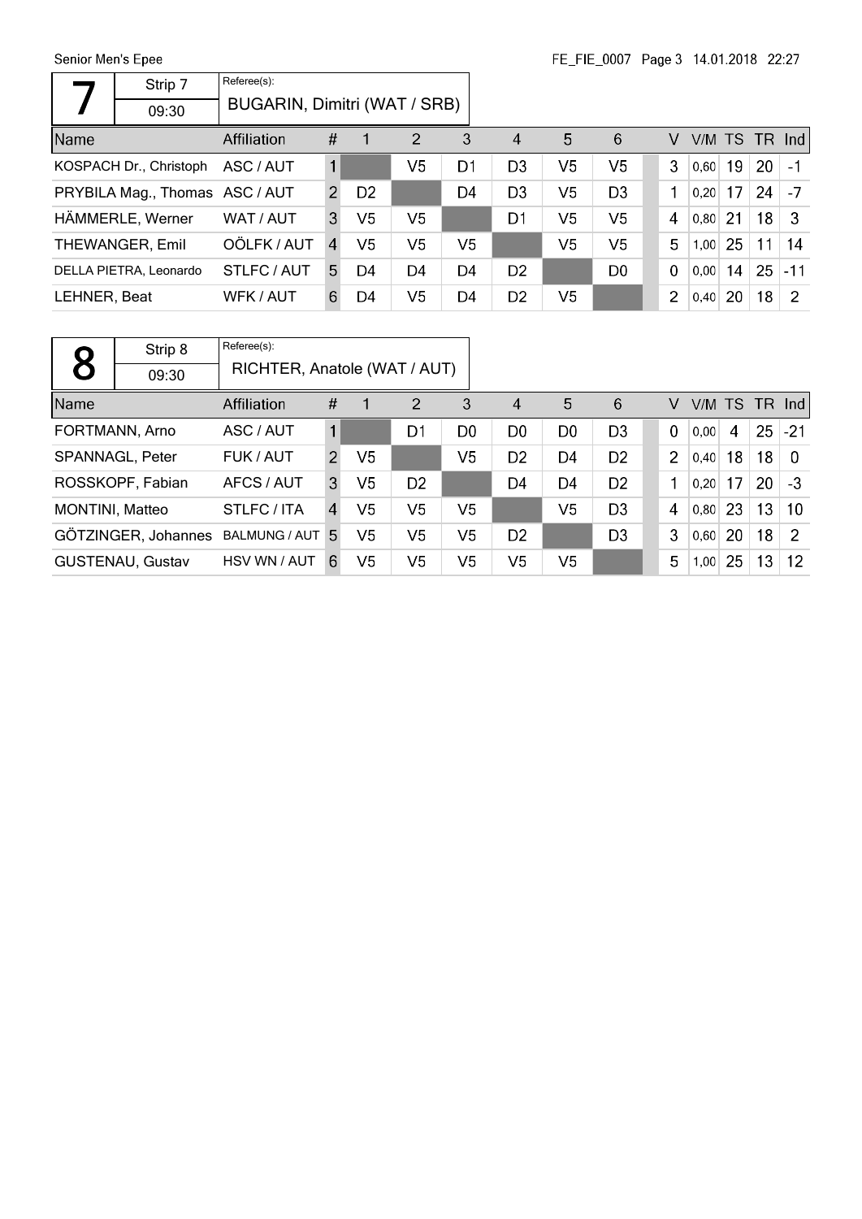Senior Men's Epee

FE_FIE_0007

## 7

| Strip 7 | Referee(s): |
|---|---|
| 09:30 | BUGARIN, Dimitri (WAT / SRB) |

| Name | Affiliation | # | 1 | 2 | 3 | 4 | 5 | 6 | V | V/M | TS | TR | Ind |
|---|---|---|---|---|---|---|---|---|---|---|---|---|---|
| KOSPACH Dr., Christoph | ASC / AUT | 1 | | V5 | D1 | D3 | V5 | V5 | 3 | 0,60 | 19 | 20 | -1 |
| PRYBILA Mag., Thomas | ASC / AUT | 2 | D2 | | D4 | D3 | V5 | D3 | 1 | 0,20 | 17 | 24 | -7 |
| HÄMMERLE, Werner | WAT / AUT | 3 | V5 | V5 | | D1 | V5 | V5 | 4 | 0,80 | 21 | 18 | 3 |
| THEWANGER, Emil | OÖLFK / AUT | 4 | V5 | V5 | V5 | | V5 | V5 | 5 | 1,00 | 25 | 11 | 14 |
| DELLA PIETRA, Leonardo | STLFC / AUT | 5 | D4 | D4 | D4 | D2 | | D0 | 0 | 0,00 | 14 | 25 | -11 |
| LEHNER, Beat | WFK / AUT | 6 | D4 | V5 | D4 | D2 | V5 | | 2 | 0,40 | 20 | 18 | 2 |

## 8

| Strip 8 | Referee(s): |
|---|---|
| 09:30 | RICHTER, Anatole (WAT / AUT) |

| Name | Affiliation | # | 1 | 2 | 3 | 4 | 5 | 6 | V | V/M | TS | TR | Ind |
|---|---|---|---|---|---|---|---|---|---|---|---|---|---|
| FORTMANN, Arno | ASC / AUT | 1 | | D1 | D0 | D0 | D0 | D3 | 0 | 0,00 | 4 | 25 | -21 |
| SPANNAGL, Peter | FUK / AUT | 2 | V5 | | V5 | D2 | D4 | D2 | 2 | 0,40 | 18 | 18 | 0 |
| ROSSKOPF, Fabian | AFCS / AUT | 3 | V5 | D2 | | D4 | D4 | D2 | 1 | 0,20 | 17 | 20 | -3 |
| MONTINI, Matteo | STLFC / ITA | 4 | V5 | V5 | V5 | | V5 | D3 | 4 | 0,80 | 23 | 13 | 10 |
| GÖTZINGER, Johannes | BALMUNG / AUT | 5 | V5 | V5 | V5 | D2 | | D3 | 3 | 0,60 | 20 | 18 | 2 |
| GUSTENAU, Gustav | HSV WN / AUT | 6 | V5 | V5 | V5 | V5 | V5 | | 5 | 1,00 | 25 | 13 | 12 |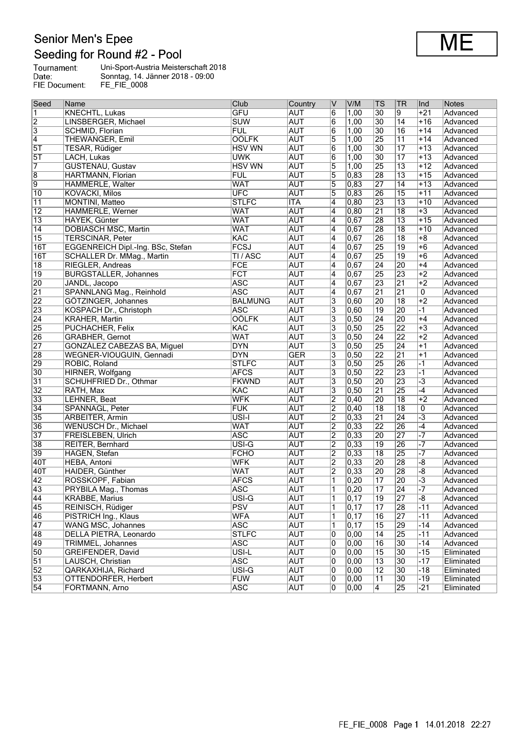# Senior Men's Epee

## Seeding for Round #2 - Pool

**ME**

Tournament: Uni-Sport-Austria Meisterschaft 2018
Date: Sonntag, 14. Jänner 2018 - 09:00
FIE Document: FE_FIE_0008

| Seed | Name | Club | Country | V | V/M | TS | TR | Ind | Notes |
|---|---|---|---|---|---|---|---|---|---|
| 1 | KNECHTL, Lukas | GFU | AUT | 6 | 1,00 | 30 | 9 | +21 | Advanced |
| 2 | LINSBERGER, Michael | SUW | AUT | 6 | 1,00 | 30 | 14 | +16 | Advanced |
| 3 | SCHMID, Florian | FUL | AUT | 6 | 1,00 | 30 | 16 | +14 | Advanced |
| 4 | THEWANGER, Emil | OÖLFK | AUT | 5 | 1,00 | 25 | 11 | +14 | Advanced |
| 5T | TESAR, Rüdiger | HSV WN | AUT | 6 | 1,00 | 30 | 17 | +13 | Advanced |
| 5T | LACH, Lukas | UWK | AUT | 6 | 1,00 | 30 | 17 | +13 | Advanced |
| 7 | GUSTENAU, Gustav | HSV WN | AUT | 5 | 1,00 | 25 | 13 | +12 | Advanced |
| 8 | HARTMANN, Florian | FUL | AUT | 5 | 0,83 | 28 | 13 | +15 | Advanced |
| 9 | HAMMERLE, Walter | WAT | AUT | 5 | 0,83 | 27 | 14 | +13 | Advanced |
| 10 | KOVACKI, Milos | UFC | AUT | 5 | 0,83 | 26 | 15 | +11 | Advanced |
| 11 | MONTINI, Matteo | STLFC | ITA | 4 | 0,80 | 23 | 13 | +10 | Advanced |
| 12 | HAMMERLE, Werner | WAT | AUT | 4 | 0,80 | 21 | 18 | +3 | Advanced |
| 13 | HAYEK, Günter | WAT | AUT | 4 | 0,67 | 28 | 13 | +15 | Advanced |
| 14 | DOBIASCH MSC, Martin | WAT | AUT | 4 | 0,67 | 28 | 18 | +10 | Advanced |
| 15 | TERSCINAR, Peter | KAC | AUT | 4 | 0,67 | 26 | 18 | +8 | Advanced |
| 16T | EGGENREICH Dipl.-Ing. BSc, Stefan | FCSJ | AUT | 4 | 0,67 | 25 | 19 | +6 | Advanced |
| 16T | SCHALLER Dr. MMag., Martin | TI / ASC | AUT | 4 | 0,67 | 25 | 19 | +6 | Advanced |
| 18 | RIEGLER, Andreas | FCE | AUT | 4 | 0,67 | 24 | 20 | +4 | Advanced |
| 19 | BURGSTALLER, Johannes | FCT | AUT | 4 | 0,67 | 25 | 23 | +2 | Advanced |
| 20 | JANDL, Jacopo | ASC | AUT | 4 | 0,67 | 23 | 21 | +2 | Advanced |
| 21 | SPANNLANG Mag., Reinhold | ASC | AUT | 4 | 0,67 | 21 | 21 | 0 | Advanced |
| 22 | GÖTZINGER, Johannes | BALMUNG | AUT | 3 | 0,60 | 20 | 18 | +2 | Advanced |
| 23 | KOSPACH Dr., Christoph | ASC | AUT | 3 | 0,60 | 19 | 20 | -1 | Advanced |
| 24 | KRAHER, Martin | OÖLFK | AUT | 3 | 0,50 | 24 | 20 | +4 | Advanced |
| 25 | PUCHACHER, Felix | KAC | AUT | 3 | 0,50 | 25 | 22 | +3 | Advanced |
| 26 | GRABHER, Gernot | WAT | AUT | 3 | 0,50 | 24 | 22 | +2 | Advanced |
| 27 | GONZÁLEZ CABEZAS BA, Miguel | DYN | AUT | 3 | 0,50 | 25 | 24 | +1 | Advanced |
| 28 | WEGNER-VIOUGUIN, Gennadi | DYN | GER | 3 | 0,50 | 22 | 21 | +1 | Advanced |
| 29 | ROBIC, Roland | STLFC | AUT | 3 | 0,50 | 25 | 26 | -1 | Advanced |
| 30 | HIRNER, Wolfgang | AFCS | AUT | 3 | 0,50 | 22 | 23 | -1 | Advanced |
| 31 | SCHUHFRIED Dr., Othmar | FKWND | AUT | 3 | 0,50 | 20 | 23 | -3 | Advanced |
| 32 | RATH, Max | KAC | AUT | 3 | 0,50 | 21 | 25 | -4 | Advanced |
| 33 | LEHNER, Beat | WFK | AUT | 2 | 0,40 | 20 | 18 | +2 | Advanced |
| 34 | SPANNAGL, Peter | FUK | AUT | 2 | 0,40 | 18 | 18 | 0 | Advanced |
| 35 | ARBEITER, Armin | USI-I | AUT | 2 | 0,33 | 21 | 24 | -3 | Advanced |
| 36 | WENUSCH Dr., Michael | WAT | AUT | 2 | 0,33 | 22 | 26 | -4 | Advanced |
| 37 | FREISLEBEN, Ulrich | ASC | AUT | 2 | 0,33 | 20 | 27 | -7 | Advanced |
| 38 | REITER, Bernhard | USI-G | AUT | 2 | 0,33 | 19 | 26 | -7 | Advanced |
| 39 | HAGEN, Stefan | FCHO | AUT | 2 | 0,33 | 18 | 25 | -7 | Advanced |
| 40T | HEBA, Antoni | WFK | AUT | 2 | 0,33 | 20 | 28 | -8 | Advanced |
| 40T | HAIDER, Günther | WAT | AUT | 2 | 0,33 | 20 | 28 | -8 | Advanced |
| 42 | ROSSKOPF, Fabian | AFCS | AUT | 1 | 0,20 | 17 | 20 | -3 | Advanced |
| 43 | PRYBILA Mag., Thomas | ASC | AUT | 1 | 0,20 | 17 | 24 | -7 | Advanced |
| 44 | KRABBE, Marius | USI-G | AUT | 1 | 0,17 | 19 | 27 | -8 | Advanced |
| 45 | REINISCH, Rüdiger | PSV | AUT | 1 | 0,17 | 17 | 28 | -11 | Advanced |
| 46 | PISTRICH Ing., Klaus | WFA | AUT | 1 | 0,17 | 16 | 27 | -11 | Advanced |
| 47 | WANG MSC, Johannes | ASC | AUT | 1 | 0,17 | 15 | 29 | -14 | Advanced |
| 48 | DELLA PIETRA, Leonardo | STLFC | AUT | 0 | 0,00 | 14 | 25 | -11 | Advanced |
| 49 | TRIMMEL, Johannes | ASC | AUT | 0 | 0,00 | 16 | 30 | -14 | Advanced |
| 50 | GREIFENDER, David | USI-L | AUT | 0 | 0,00 | 15 | 30 | -15 | Eliminated |
| 51 | LAUSCH, Christian | ASC | AUT | 0 | 0,00 | 13 | 30 | -17 | Eliminated |
| 52 | QARKAXHIJA, Richard | USI-G | AUT | 0 | 0,00 | 12 | 30 | -18 | Eliminated |
| 53 | OTTENDORFER, Herbert | FUW | AUT | 0 | 0,00 | 11 | 30 | -19 | Eliminated |
| 54 | FORTMANN, Arno | ASC | AUT | 0 | 0,00 | 4 | 25 | -21 | Eliminated |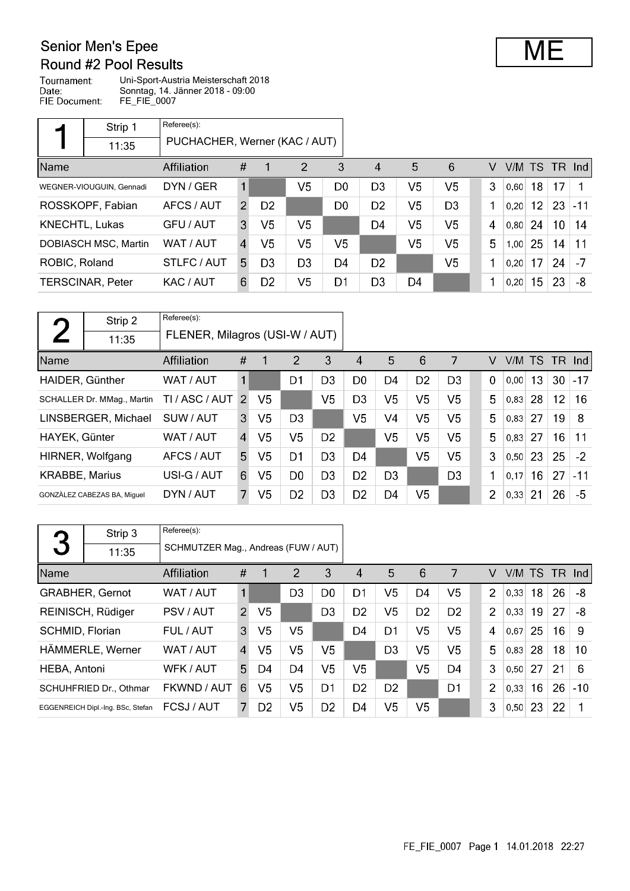# Senior Men's Epee

## Round #2 Pool Results

**ME**

Tournament: Uni-Sport-Austria Meisterschaft 2018
Date: Sonntag, 14. Jänner 2018 - 09:00
FIE Document: FE_FIE_0007

### Pool 1

Strip 1 — 11:35
Referee(s): PUCHACHER, Werner (KAC / AUT)

| Name | Affiliation | # | 1 | 2 | 3 | 4 | 5 | 6 | V | V/M | TS | TR | Ind |
|---|---|---|---|---|---|---|---|---|---|---|---|---|---|
| WEGNER-VIOUGUIN, Gennadi | DYN / GER | 1 | | V5 | D0 | D3 | V5 | V5 | 3 | 0,60 | 18 | 17 | 1 |
| ROSSKOPF, Fabian | AFCS / AUT | 2 | D2 | | D0 | D2 | V5 | D3 | 1 | 0,20 | 12 | 23 | -11 |
| KNECHTL, Lukas | GFU / AUT | 3 | V5 | V5 | | D4 | V5 | V5 | 4 | 0,80 | 24 | 10 | 14 |
| DOBIASCH MSC, Martin | WAT / AUT | 4 | V5 | V5 | V5 | | V5 | V5 | 5 | 1,00 | 25 | 14 | 11 |
| ROBIC, Roland | STLFC / AUT | 5 | D3 | D3 | D4 | D2 | | V5 | 1 | 0,20 | 17 | 24 | -7 |
| TERSCINAR, Peter | KAC / AUT | 6 | D2 | V5 | D1 | D3 | D4 | | 1 | 0,20 | 15 | 23 | -8 |

### Pool 2

Strip 2 — 11:35
Referee(s): FLENER, Milagros (USI-W / AUT)

| Name | Affiliation | # | 1 | 2 | 3 | 4 | 5 | 6 | 7 | V | V/M | TS | TR | Ind |
|---|---|---|---|---|---|---|---|---|---|---|---|---|---|---|
| HAIDER, Günther | WAT / AUT | 1 | | D1 | D3 | D0 | D4 | D2 | D3 | 0 | 0,00 | 13 | 30 | -17 |
| SCHALLER Dr. MMag., Martin | TI / ASC / AUT | 2 | V5 | | V5 | D3 | V5 | V5 | V5 | 5 | 0,83 | 28 | 12 | 16 |
| LINSBERGER, Michael | SUW / AUT | 3 | V5 | D3 | | V5 | V4 | V5 | V5 | 5 | 0,83 | 27 | 19 | 8 |
| HAYEK, Günter | WAT / AUT | 4 | V5 | V5 | D2 | | V5 | V5 | V5 | 5 | 0,83 | 27 | 16 | 11 |
| HIRNER, Wolfgang | AFCS / AUT | 5 | V5 | D1 | D3 | D4 | | V5 | V5 | 3 | 0,50 | 23 | 25 | -2 |
| KRABBE, Marius | USI-G / AUT | 6 | V5 | D0 | D3 | D2 | D3 | | D3 | 1 | 0,17 | 16 | 27 | -11 |
| GONZÁLEZ CABEZAS BA, Miguel | DYN / AUT | 7 | V5 | D2 | D3 | D2 | D4 | V5 | | 2 | 0,33 | 21 | 26 | -5 |

### Pool 3

Strip 3 — 11:35
Referee(s): SCHMUTZER Mag., Andreas (FUW / AUT)

| Name | Affiliation | # | 1 | 2 | 3 | 4 | 5 | 6 | 7 | V | V/M | TS | TR | Ind |
|---|---|---|---|---|---|---|---|---|---|---|---|---|---|---|
| GRABHER, Gernot | WAT / AUT | 1 | | D3 | D0 | D1 | V5 | D4 | V5 | 2 | 0,33 | 18 | 26 | -8 |
| REINISCH, Rüdiger | PSV / AUT | 2 | V5 | | D3 | D2 | V5 | D2 | D2 | 2 | 0,33 | 19 | 27 | -8 |
| SCHMID, Florian | FUL / AUT | 3 | V5 | V5 | | D4 | D1 | V5 | V5 | 4 | 0,67 | 25 | 16 | 9 |
| HÄMMERLE, Werner | WAT / AUT | 4 | V5 | V5 | V5 | | D3 | V5 | V5 | 5 | 0,83 | 28 | 18 | 10 |
| HEBA, Antoni | WFK / AUT | 5 | D4 | D4 | V5 | V5 | | V5 | D4 | 3 | 0,50 | 27 | 21 | 6 |
| SCHUHFRIED Dr., Othmar | FKWND / AUT | 6 | V5 | V5 | D1 | D2 | D2 | | D1 | 2 | 0,33 | 16 | 26 | -10 |
| EGGENREICH Dipl.-Ing. BSc, Stefan | FCSJ / AUT | 7 | D2 | V5 | D2 | D4 | V5 | V5 | | 3 | 0,50 | 23 | 22 | 1 |

FE_FIE_0007 Page 1 14.01.2018 22:27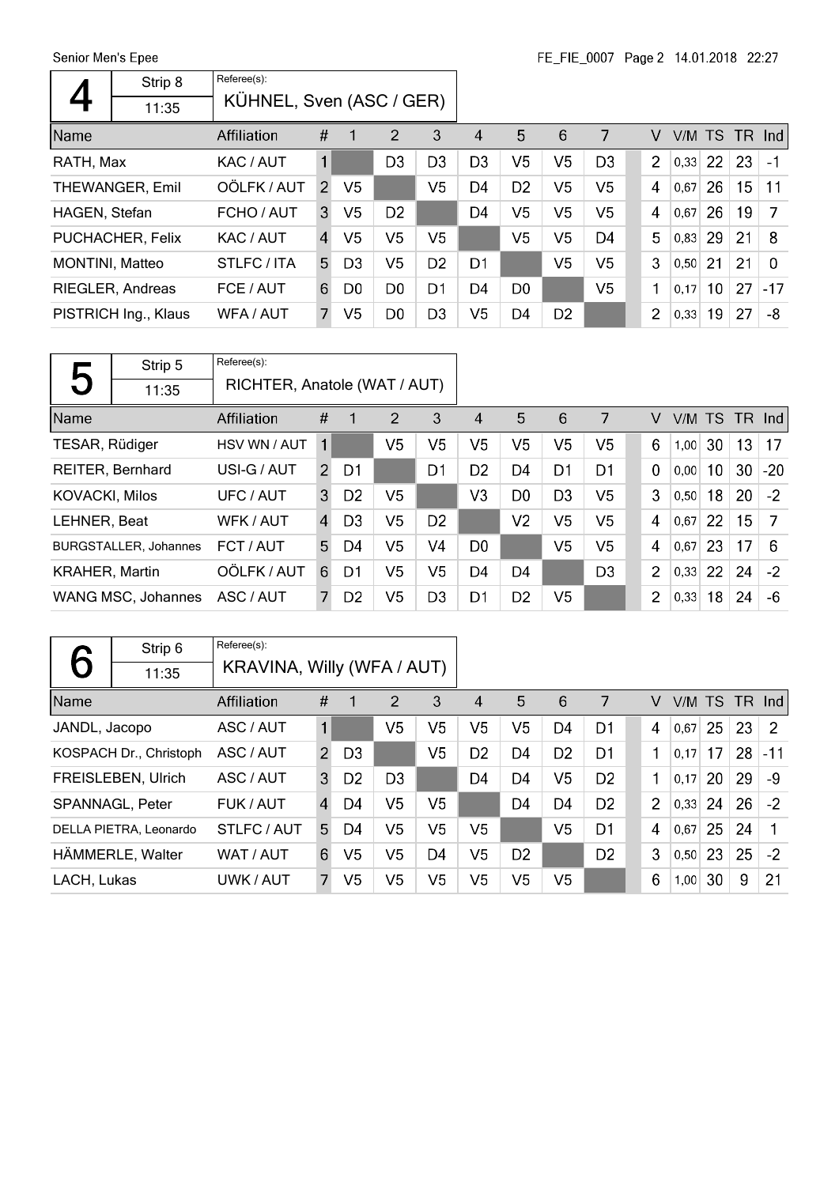Senior Men's Epee

## 4

Strip 8 — 11:35

Referee(s): KÜHNEL, Sven (ASC / GER)

| Name | Affiliation | # | 1 | 2 | 3 | 4 | 5 | 6 | 7 | V | V/M | TS | TR | Ind |
|---|---|---|---|---|---|---|---|---|---|---|---|---|---|---|
| RATH, Max | KAC / AUT | 1 | | D3 | D3 | D3 | V5 | V5 | D3 | 2 | 0,33 | 22 | 23 | -1 |
| THEWANGER, Emil | OÖLFK / AUT | 2 | V5 | | V5 | D4 | D2 | V5 | V5 | 4 | 0,67 | 26 | 15 | 11 |
| HAGEN, Stefan | FCHO / AUT | 3 | V5 | D2 | | D4 | V5 | V5 | V5 | 4 | 0,67 | 26 | 19 | 7 |
| PUCHACHER, Felix | KAC / AUT | 4 | V5 | V5 | V5 | | V5 | V5 | D4 | 5 | 0,83 | 29 | 21 | 8 |
| MONTINI, Matteo | STLFC / ITA | 5 | D3 | V5 | D2 | D1 | | V5 | V5 | 3 | 0,50 | 21 | 21 | 0 |
| RIEGLER, Andreas | FCE / AUT | 6 | D0 | D0 | D1 | D4 | D0 | | V5 | 1 | 0,17 | 10 | 27 | -17 |
| PISTRICH Ing., Klaus | WFA / AUT | 7 | V5 | D0 | D3 | V5 | D4 | D2 | | 2 | 0,33 | 19 | 27 | -8 |

## 5

Strip 5 — 11:35

Referee(s): RICHTER, Anatole (WAT / AUT)

| Name | Affiliation | # | 1 | 2 | 3 | 4 | 5 | 6 | 7 | V | V/M | TS | TR | Ind |
|---|---|---|---|---|---|---|---|---|---|---|---|---|---|---|
| TESAR, Rüdiger | HSV WN / AUT | 1 | | V5 | V5 | V5 | V5 | V5 | V5 | 6 | 1,00 | 30 | 13 | 17 |
| REITER, Bernhard | USI-G / AUT | 2 | D1 | | D1 | D2 | D4 | D1 | D1 | 0 | 0,00 | 10 | 30 | -20 |
| KOVACKI, Milos | UFC / AUT | 3 | D2 | V5 | | V3 | D0 | D3 | V5 | 3 | 0,50 | 18 | 20 | -2 |
| LEHNER, Beat | WFK / AUT | 4 | D3 | V5 | D2 | | V2 | V5 | V5 | 4 | 0,67 | 22 | 15 | 7 |
| BURGSTALLER, Johannes | FCT / AUT | 5 | D4 | V5 | V4 | D0 | | V5 | V5 | 4 | 0,67 | 23 | 17 | 6 |
| KRAHER, Martin | OÖLFK / AUT | 6 | D1 | V5 | V5 | D4 | D4 | | D3 | 2 | 0,33 | 22 | 24 | -2 |
| WANG MSC, Johannes | ASC / AUT | 7 | D2 | V5 | D3 | D1 | D2 | V5 | | 2 | 0,33 | 18 | 24 | -6 |

## 6

Strip 6 — 11:35

Referee(s): KRAVINA, Willy (WFA / AUT)

| Name | Affiliation | # | 1 | 2 | 3 | 4 | 5 | 6 | 7 | V | V/M | TS | TR | Ind |
|---|---|---|---|---|---|---|---|---|---|---|---|---|---|---|
| JANDL, Jacopo | ASC / AUT | 1 | | V5 | V5 | V5 | V5 | D4 | D1 | 4 | 0,67 | 25 | 23 | 2 |
| KOSPACH Dr., Christoph | ASC / AUT | 2 | D3 | | V5 | D2 | D4 | D2 | D1 | 1 | 0,17 | 17 | 28 | -11 |
| FREISLEBEN, Ulrich | ASC / AUT | 3 | D2 | D3 | | D4 | D4 | V5 | D2 | 1 | 0,17 | 20 | 29 | -9 |
| SPANNAGL, Peter | FUK / AUT | 4 | D4 | V5 | V5 | | D4 | D4 | D2 | 2 | 0,33 | 24 | 26 | -2 |
| DELLA PIETRA, Leonardo | STLFC / AUT | 5 | D4 | V5 | V5 | V5 | | V5 | D1 | 4 | 0,67 | 25 | 24 | 1 |
| HÄMMERLE, Walter | WAT / AUT | 6 | V5 | V5 | D4 | V5 | D2 | | D2 | 3 | 0,50 | 23 | 25 | -2 |
| LACH, Lukas | UWK / AUT | 7 | V5 | V5 | V5 | V5 | V5 | V5 | | 6 | 1,00 | 30 | 9 | 21 |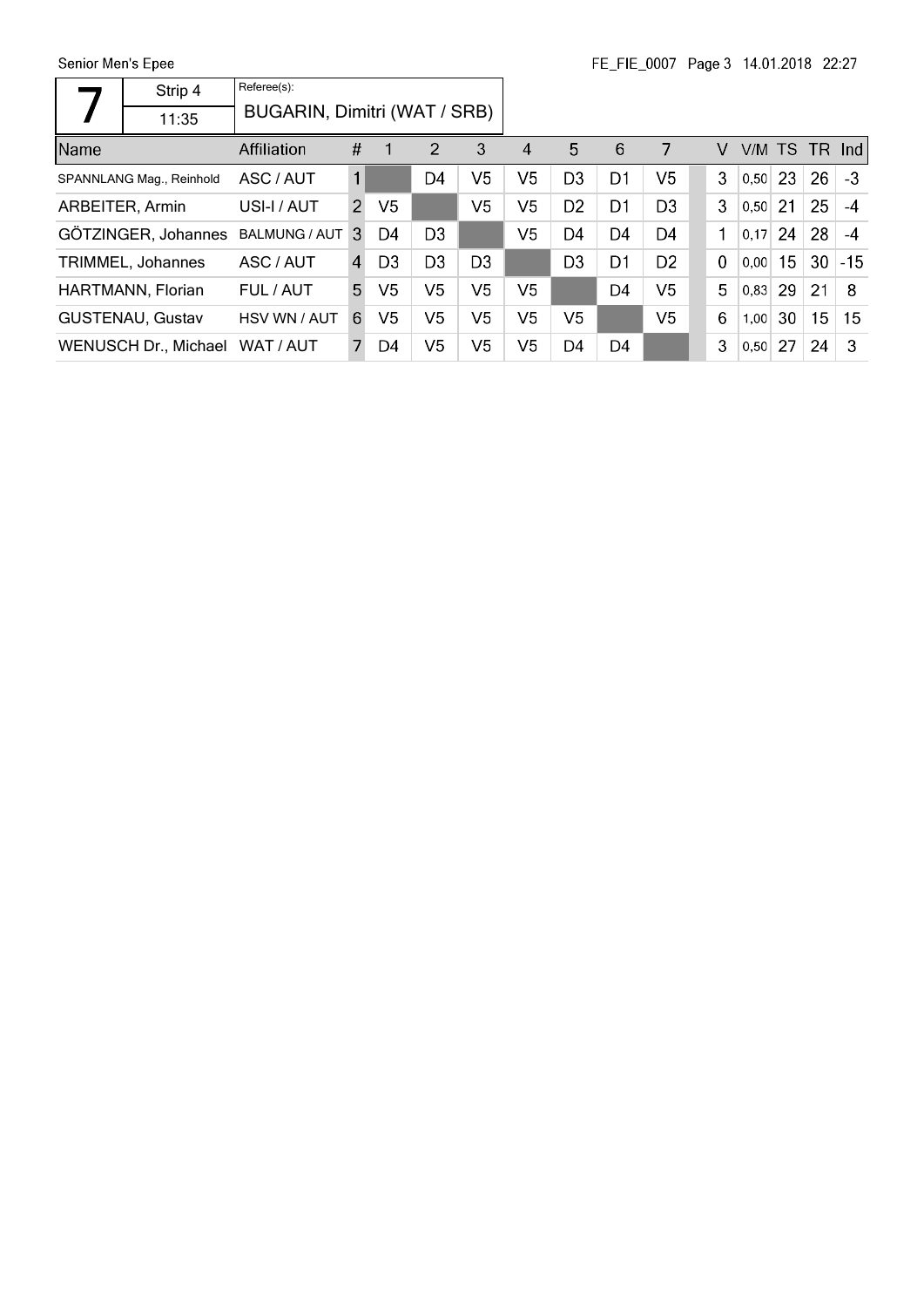| 7 | Strip 4 | Referee(s): |
|---|---|---|
| | 11:35 | BUGARIN, Dimitri (WAT / SRB) |

| Name | Affiliation | # | 1 | 2 | 3 | 4 | 5 | 6 | 7 | V | V/M | TS | TR | Ind |
|---|---|---|---|---|---|---|---|---|---|---|---|---|---|---|
| SPANNLANG Mag., Reinhold | ASC / AUT | 1 | | D4 | V5 | V5 | D3 | D1 | V5 | 3 | 0,50 | 23 | 26 | -3 |
| ARBEITER, Armin | USI-I / AUT | 2 | V5 | | V5 | V5 | D2 | D1 | D3 | 3 | 0,50 | 21 | 25 | -4 |
| GÖTZINGER, Johannes | BALMUNG / AUT | 3 | D4 | D3 | | V5 | D4 | D4 | D4 | 1 | 0,17 | 24 | 28 | -4 |
| TRIMMEL, Johannes | ASC / AUT | 4 | D3 | D3 | D3 | | D3 | D1 | D2 | 0 | 0,00 | 15 | 30 | -15 |
| HARTMANN, Florian | FUL / AUT | 5 | V5 | V5 | V5 | V5 | | D4 | V5 | 5 | 0,83 | 29 | 21 | 8 |
| GUSTENAU, Gustav | HSV WN / AUT | 6 | V5 | V5 | V5 | V5 | V5 | | V5 | 6 | 1,00 | 30 | 15 | 15 |
| WENUSCH Dr., Michael | WAT / AUT | 7 | D4 | V5 | V5 | V5 | D4 | D4 | | 3 | 0,50 | 27 | 24 | 3 |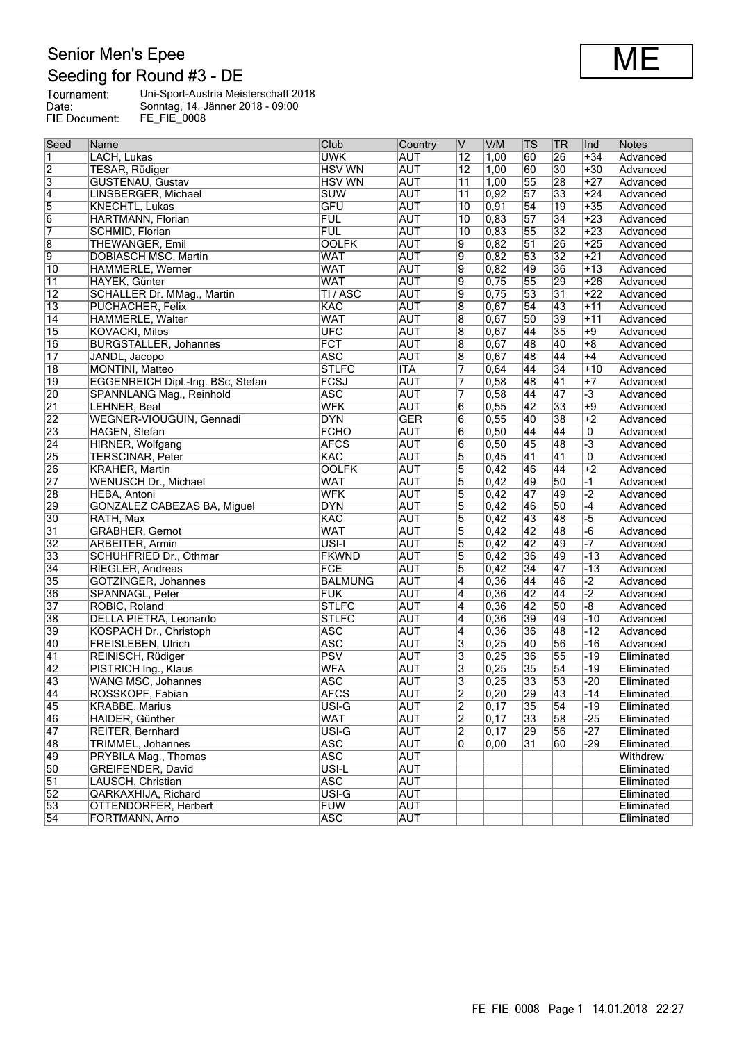# Senior Men's Epee

## Seeding for Round #3 - DE

**ME**

Tournament: Uni-Sport-Austria Meisterschaft 2018
Date: Sonntag, 14. Jänner 2018 - 09:00
FIE Document: FE_FIE_0008

| Seed | Name | Club | Country | V | V/M | TS | TR | Ind | Notes |
|---|---|---|---|---|---|---|---|---|---|
| 1 | LACH, Lukas | UWK | AUT | 12 | 1,00 | 60 | 26 | +34 | Advanced |
| 2 | TESAR, Rüdiger | HSV WN | AUT | 12 | 1,00 | 60 | 30 | +30 | Advanced |
| 3 | GUSTENAU, Gustav | HSV WN | AUT | 11 | 1,00 | 55 | 28 | +27 | Advanced |
| 4 | LINSBERGER, Michael | SUW | AUT | 11 | 0,92 | 57 | 33 | +24 | Advanced |
| 5 | KNECHTL, Lukas | GFU | AUT | 10 | 0,91 | 54 | 19 | +35 | Advanced |
| 6 | HARTMANN, Florian | FUL | AUT | 10 | 0,83 | 57 | 34 | +23 | Advanced |
| 7 | SCHMID, Florian | FUL | AUT | 10 | 0,83 | 55 | 32 | +23 | Advanced |
| 8 | THEWANGER, Emil | OÖLFK | AUT | 9 | 0,82 | 51 | 26 | +25 | Advanced |
| 9 | DOBIASCH MSC, Martin | WAT | AUT | 9 | 0,82 | 53 | 32 | +21 | Advanced |
| 10 | HAMMERLE, Werner | WAT | AUT | 9 | 0,82 | 49 | 36 | +13 | Advanced |
| 11 | HAYEK, Günter | WAT | AUT | 9 | 0,75 | 55 | 29 | +26 | Advanced |
| 12 | SCHALLER Dr. MMag., Martin | TI / ASC | AUT | 9 | 0,75 | 53 | 31 | +22 | Advanced |
| 13 | PUCHACHER, Felix | KAC | AUT | 8 | 0,67 | 54 | 43 | +11 | Advanced |
| 14 | HAMMERLE, Walter | WAT | AUT | 8 | 0,67 | 50 | 39 | +11 | Advanced |
| 15 | KOVACKI, Milos | UFC | AUT | 8 | 0,67 | 44 | 35 | +9 | Advanced |
| 16 | BURGSTALLER, Johannes | FCT | AUT | 8 | 0,67 | 48 | 40 | +8 | Advanced |
| 17 | JANDL, Jacopo | ASC | AUT | 8 | 0,67 | 48 | 44 | +4 | Advanced |
| 18 | MONTINI, Matteo | STLFC | ITA | 7 | 0,64 | 44 | 34 | +10 | Advanced |
| 19 | EGGENREICH Dipl.-Ing. BSc, Stefan | FCSJ | AUT | 7 | 0,58 | 48 | 41 | +7 | Advanced |
| 20 | SPANNLANG Mag., Reinhold | ASC | AUT | 7 | 0,58 | 44 | 47 | -3 | Advanced |
| 21 | LEHNER, Beat | WFK | AUT | 6 | 0,55 | 42 | 33 | +9 | Advanced |
| 22 | WEGNER-VIOUGUIN, Gennadi | DYN | GER | 6 | 0,55 | 40 | 38 | +2 | Advanced |
| 23 | HAGEN, Stefan | FCHO | AUT | 6 | 0,50 | 44 | 44 | 0 | Advanced |
| 24 | HIRNER, Wolfgang | AFCS | AUT | 6 | 0,50 | 45 | 48 | -3 | Advanced |
| 25 | TERSCINAR, Peter | KAC | AUT | 5 | 0,45 | 41 | 41 | 0 | Advanced |
| 26 | KRAHER, Martin | OÖLFK | AUT | 5 | 0,42 | 46 | 44 | +2 | Advanced |
| 27 | WENUSCH Dr., Michael | WAT | AUT | 5 | 0,42 | 49 | 50 | -1 | Advanced |
| 28 | HEBA, Antoni | WFK | AUT | 5 | 0,42 | 47 | 49 | -2 | Advanced |
| 29 | GONZALEZ CABEZAS BA, Miguel | DYN | AUT | 5 | 0,42 | 46 | 50 | -4 | Advanced |
| 30 | RATH, Max | KAC | AUT | 5 | 0,42 | 43 | 48 | -5 | Advanced |
| 31 | GRABHER, Gernot | WAT | AUT | 5 | 0,42 | 42 | 48 | -6 | Advanced |
| 32 | ARBEITER, Armin | USI-I | AUT | 5 | 0,42 | 42 | 49 | -7 | Advanced |
| 33 | SCHUHFRIED Dr., Othmar | FKWND | AUT | 5 | 0,42 | 36 | 49 | -13 | Advanced |
| 34 | RIEGLER, Andreas | FCE | AUT | 5 | 0,42 | 34 | 47 | -13 | Advanced |
| 35 | GOTZINGER, Johannes | BALMUNG | AUT | 4 | 0,36 | 44 | 46 | -2 | Advanced |
| 36 | SPANNAGL, Peter | FUK | AUT | 4 | 0,36 | 42 | 44 | -2 | Advanced |
| 37 | ROBIC, Roland | STLFC | AUT | 4 | 0,36 | 42 | 50 | -8 | Advanced |
| 38 | DELLA PIETRA, Leonardo | STLFC | AUT | 4 | 0,36 | 39 | 49 | -10 | Advanced |
| 39 | KOSPACH Dr., Christoph | ASC | AUT | 4 | 0,36 | 36 | 48 | -12 | Advanced |
| 40 | FREISLEBEN, Ulrich | ASC | AUT | 3 | 0,25 | 40 | 56 | -16 | Advanced |
| 41 | REINISCH, Rüdiger | PSV | AUT | 3 | 0,25 | 36 | 55 | -19 | Eliminated |
| 42 | PISTRICH Ing., Klaus | WFA | AUT | 3 | 0,25 | 35 | 54 | -19 | Eliminated |
| 43 | WANG MSC, Johannes | ASC | AUT | 3 | 0,25 | 33 | 53 | -20 | Eliminated |
| 44 | ROSSKOPF, Fabian | AFCS | AUT | 2 | 0,20 | 29 | 43 | -14 | Eliminated |
| 45 | KRABBE, Marius | USI-G | AUT | 2 | 0,17 | 35 | 54 | -19 | Eliminated |
| 46 | HAIDER, Günther | WAT | AUT | 2 | 0,17 | 33 | 58 | -25 | Eliminated |
| 47 | REITER, Bernhard | USI-G | AUT | 2 | 0,17 | 29 | 56 | -27 | Eliminated |
| 48 | TRIMMEL, Johannes | ASC | AUT | 0 | 0,00 | 31 | 60 | -29 | Eliminated |
| 49 | PRYBILA Mag., Thomas | ASC | AUT | | | | | | Withdrew |
| 50 | GREIFENDER, David | USI-L | AUT | | | | | | Eliminated |
| 51 | LAUSCH, Christian | ASC | AUT | | | | | | Eliminated |
| 52 | QARKAXHIJA, Richard | USI-G | AUT | | | | | | Eliminated |
| 53 | OTTENDORFER, Herbert | FUW | AUT | | | | | | Eliminated |
| 54 | FORTMANN, Arno | ASC | AUT | | | | | | Eliminated |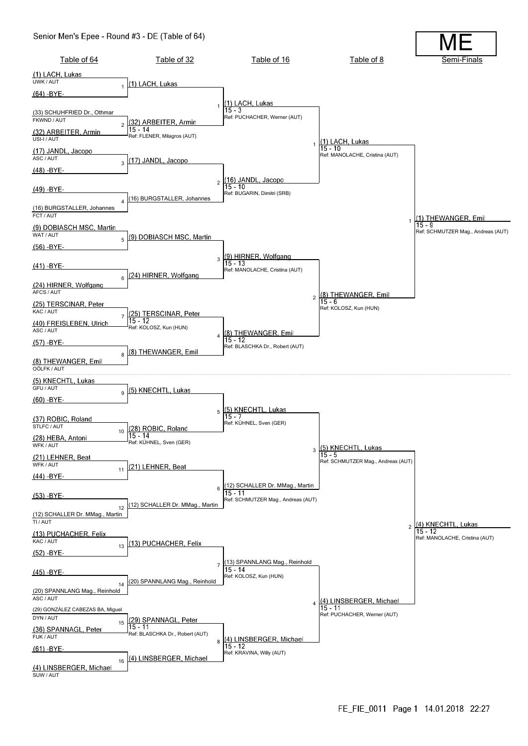# Senior Men's Epee - Round #3 - DE (Table of 64)

**ME**

## Table of 64

| # | Fencer | Club |
|---|---|---|
| 1 | (1) LACH, Lukas | UWK / AUT |
| | (64) -BYE- | |
| 2 | (33) SCHUHFRIED Dr., Othmar | FKWND / AUT |
| | (32) ARBEITER, Armin | USI-I / AUT |
| 3 | (17) JANDL, Jacopo | ASC / AUT |
| | (48) -BYE- | |
| 4 | (49) -BYE- | |
| | (16) BURGSTALLER, Johannes | FCT / AUT |
| 5 | (9) DOBIASCH MSC, Martin | WAT / AUT |
| | (56) -BYE- | |
| 6 | (41) -BYE- | |
| | (24) HIRNER, Wolfgang | AFCS / AUT |
| 7 | (25) TERSCINAR, Peter | KAC / AUT |
| | (40) FREISLEBEN, Ulrich | ASC / AUT |
| 8 | (57) -BYE- | |
| | (8) THEWANGER, Emil | OÖLFK / AUT |
| 9 | (5) KNECHTL, Lukas | GFU / AUT |
| | (60) -BYE- | |
| 10 | (37) ROBIC, Roland | STLFC / AUT |
| | (28) HEBA, Antoni | WFK / AUT |
| 11 | (21) LEHNER, Beat | WFK / AUT |
| | (44) -BYE- | |
| 12 | (53) -BYE- | |
| | (12) SCHALLER Dr. MMag., Martin | TI / AUT |
| 13 | (13) PUCHACHER, Felix | KAC / AUT |
| | (52) -BYE- | |
| 14 | (45) -BYE- | |
| | (20) SPANNLANG Mag., Reinhold | ASC / AUT |
| 15 | (29) GONZÀLEZ CABEZAS BA, Miguel | DYN / AUT |
| | (36) SPANNAGL, Peter | FUK / AUT |
| 16 | (61) -BYE- | |
| | (4) LINSBERGER, Michael | SUW / AUT |

## Table of 32

| # | Winner | Score | Referee |
|---|---|---|---|
| 1 | (1) LACH, Lukas | | |
| 2 | (32) ARBEITER, Armin | 15 - 14 | FLENER, Milagros (AUT) |
| 3 | (17) JANDL, Jacopo | | |
| 4 | (16) BURGSTALLER, Johannes | | |
| 5 | (9) DOBIASCH MSC, Martin | | |
| 6 | (24) HIRNER, Wolfgang | | |
| 7 | (25) TERSCINAR, Peter | 15 - 12 | KOLOSZ, Kun (HUN) |
| 8 | (8) THEWANGER, Emil | | |
| 9 | (5) KNECHTL, Lukas | | |
| 10 | (28) ROBIC, Roland | 15 - 14 | KÜHNEL, Sven (GER) |
| 11 | (21) LEHNER, Beat | | |
| 12 | (12) SCHALLER Dr. MMag., Martin | | |
| 13 | (13) PUCHACHER, Felix | | |
| 14 | (20) SPANNLANG Mag., Reinhold | | |
| 15 | (29) SPANNAGL, Peter | 15 - 11 | BLASCHKA Dr., Robert (AUT) |
| 16 | (4) LINSBERGER, Michael | | |

## Table of 16

| # | Winner | Score | Referee |
|---|---|---|---|
| 1 | (1) LACH, Lukas | 15 - 3 | PUCHACHER, Werner (AUT) |
| 2 | (16) JANDL, Jacopo | 15 - 10 | BUGARIN, Dimitri (SRB) |
| 3 | (9) HIRNER, Wolfgang | 15 - 13 | MANOLACHE, Cristina (AUT) |
| 4 | (8) THEWANGER, Emil | 15 - 12 | BLASCHKA Dr., Robert (AUT) |
| 5 | (5) KNECHTL, Lukas | 15 - 7 | KÜHNEL, Sven (GER) |
| 6 | (12) SCHALLER Dr. MMag., Martin | 15 - 11 | SCHMUTZER Mag., Andreas (AUT) |
| 7 | (13) SPANNLANG Mag., Reinhold | 15 - 14 | KOLOSZ, Kun (HUN) |
| 8 | (4) LINSBERGER, Michael | 15 - 12 | KRAVINA, Willy (AUT) |

## Table of 8

| # | Winner | Score | Referee |
|---|---|---|---|
| 1 | (1) LACH, Lukas | 15 - 10 | MANOLACHE, Cristina (AUT) |
| 2 | (8) THEWANGER, Emil | 15 - 6 | KOLOSZ, Kun (HUN) |
| 3 | (5) KNECHTL, Lukas | 15 - 5 | SCHMUTZER Mag., Andreas (AUT) |
| 4 | (4) LINSBERGER, Michael | 15 - 11 | PUCHACHER, Werner (AUT) |

## Semi-Finals

| # | Winner | Score | Referee |
|---|---|---|---|
| 1 | (1) THEWANGER, Emil | 15 - 9 | SCHMUTZER Mag., Andreas (AUT) |
| 2 | (4) KNECHTL, Lukas | 15 - 12 | MANOLACHE, Cristina (AUT) |

FE_FIE_0011 Page 1 14.01.2018 22:27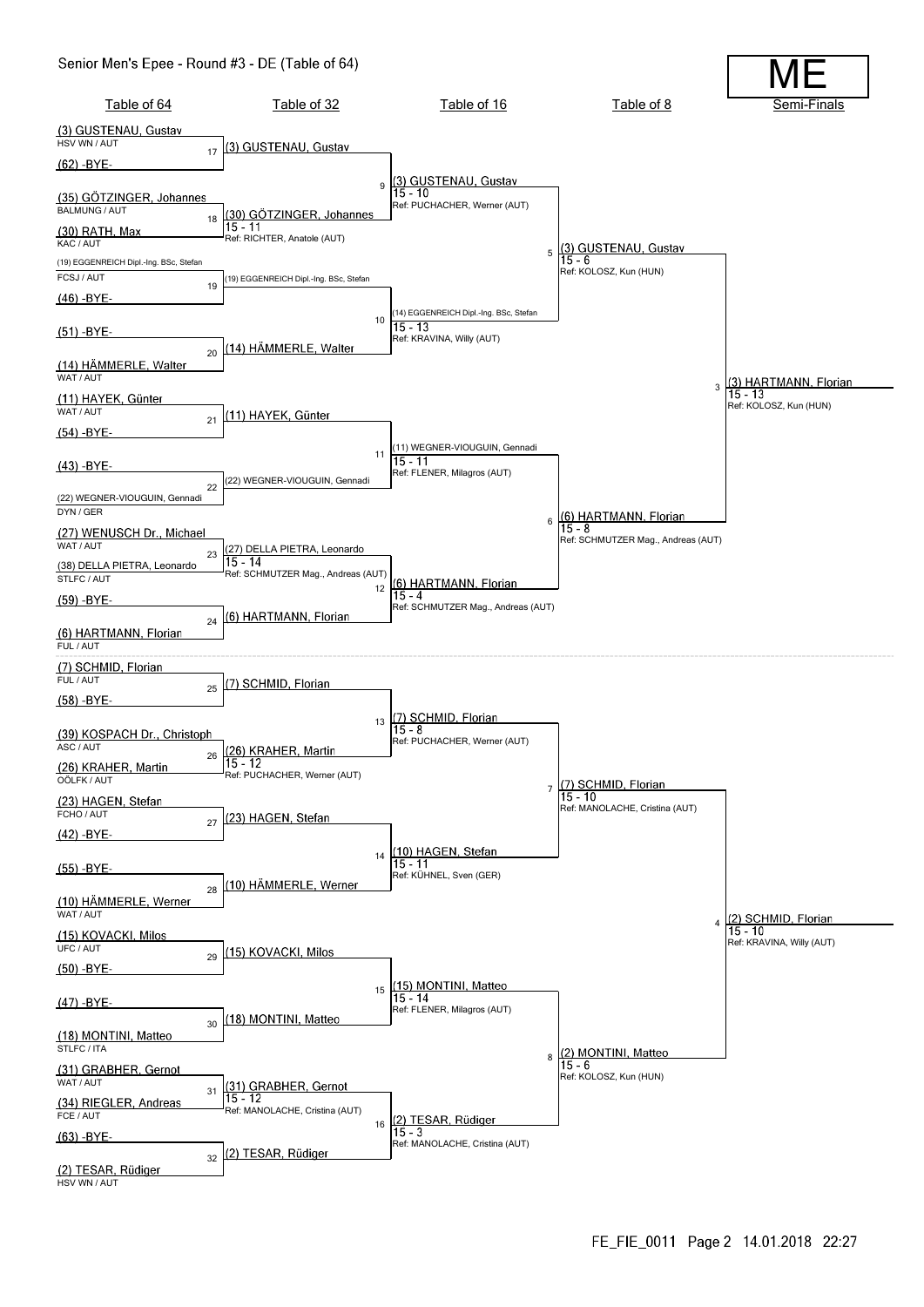# Senior Men's Epee - Round #3 - DE (Table of 64)

**ME**

## Table of 64

| Seed | Name | Club / Nation | Bout |
|---|---|---|---|
| (3) | GUSTENAU, Gustav | HSV WN / AUT | 17 |
| (62) | -BYE- | | 17 |
| (35) | GÖTZINGER, Johannes | BALMUNG / AUT | 18 |
| (30) | RATH, Max | KAC / AUT | 18 |
| (19) | EGGENREICH Dipl.-Ing. BSc, Stefan | FCSJ / AUT | 19 |
| (46) | -BYE- | | 19 |
| (51) | -BYE- | | 20 |
| (14) | HÄMMERLE, Walter | WAT / AUT | 20 |
| (11) | HAYEK, Günter | WAT / AUT | 21 |
| (54) | -BYE- | | 21 |
| (43) | -BYE- | | 22 |
| (22) | WEGNER-VIOUGUIN, Gennadi | DYN / GER | 22 |
| (27) | WENUSCH Dr., Michael | WAT / AUT | 23 |
| (38) | DELLA PIETRA, Leonardo | STLFC / AUT | 23 |
| (59) | -BYE- | | 24 |
| (6) | HARTMANN, Florian | FUL / AUT | 24 |
| (7) | SCHMID, Florian | FUL / AUT | 25 |
| (58) | -BYE- | | 25 |
| (39) | KOSPACH Dr., Christoph | ASC / AUT | 26 |
| (26) | KRAHER, Martin | OÖLFK / AUT | 26 |
| (23) | HAGEN, Stefan | FCHO / AUT | 27 |
| (42) | -BYE- | | 27 |
| (55) | -BYE- | | 28 |
| (10) | HÄMMERLE, Werner | WAT / AUT | 28 |
| (15) | KOVACKI, Milos | UFC / AUT | 29 |
| (50) | -BYE- | | 29 |
| (47) | -BYE- | | 30 |
| (18) | MONTINI, Matteo | STLFC / ITA | 30 |
| (31) | GRABHER, Gernot | WAT / AUT | 31 |
| (34) | RIEGLER, Andreas | FCE / AUT | 31 |
| (63) | -BYE- | | 32 |
| (2) | TESAR, Rüdiger | HSV WN / AUT | 32 |

## Table of 32

| Bout | Winner | Score | Referee |
|---|---|---|---|
| 17 | (3) GUSTENAU, Gustav | | |
| 18 | (30) GÖTZINGER, Johannes | 15 - 11 | RICHTER, Anatole (AUT) |
| 19 | (19) EGGENREICH Dipl.-Ing. BSc, Stefan | | |
| 20 | (14) HÄMMERLE, Walter | | |
| 21 | (11) HAYEK, Günter | | |
| 22 | (22) WEGNER-VIOUGUIN, Gennadi | | |
| 23 | (27) DELLA PIETRA, Leonardo | 15 - 14 | SCHMUTZER Mag., Andreas (AUT) |
| 24 | (6) HARTMANN, Florian | | |
| 25 | (7) SCHMID, Florian | | |
| 26 | (26) KRAHER, Martin | 15 - 12 | PUCHACHER, Werner (AUT) |
| 27 | (23) HAGEN, Stefan | | |
| 28 | (10) HÄMMERLE, Werner | | |
| 29 | (15) KOVACKI, Milos | | |
| 30 | (18) MONTINI, Matteo | | |
| 31 | (31) GRABHER, Gernot | 15 - 12 | MANOLACHE, Cristina (AUT) |
| 32 | (2) TESAR, Rüdiger | | |

## Table of 16

| Bout | Winner | Score | Referee |
|---|---|---|---|
| 9 | (3) GUSTENAU, Gustav | 15 - 10 | PUCHACHER, Werner (AUT) |
| 10 | (14) EGGENREICH Dipl.-Ing. BSc, Stefan | 15 - 13 | KRAVINA, Willy (AUT) |
| 11 | (11) WEGNER-VIOUGUIN, Gennadi | 15 - 11 | FLENER, Milagros (AUT) |
| 12 | (6) HARTMANN, Florian | 15 - 4 | SCHMUTZER Mag., Andreas (AUT) |
| 13 | (7) SCHMID, Florian | 15 - 8 | PUCHACHER, Werner (AUT) |
| 14 | (10) HAGEN, Stefan | 15 - 11 | KÜHNEL, Sven (GER) |
| 15 | (15) MONTINI, Matteo | 15 - 14 | FLENER, Milagros (AUT) |
| 16 | (2) TESAR, Rüdiger | 15 - 3 | MANOLACHE, Cristina (AUT) |

## Table of 8

| Bout | Winner | Score | Referee |
|---|---|---|---|
| 5 | (3) GUSTENAU, Gustav | 15 - 6 | KOLOSZ, Kun (HUN) |
| 6 | (6) HARTMANN, Florian | 15 - 8 | SCHMUTZER Mag., Andreas (AUT) |
| 7 | (7) SCHMID, Florian | 15 - 10 | MANOLACHE, Cristina (AUT) |
| 8 | (2) MONTINI, Matteo | 15 - 6 | KOLOSZ, Kun (HUN) |

## Semi-Finals

| Bout | Winner | Score | Referee |
|---|---|---|---|
| 3 | (3) HARTMANN, Florian | 15 - 13 | KOLOSZ, Kun (HUN) |
| 4 | (2) SCHMID, Florian | 15 - 10 | KRAVINA, Willy (AUT) |

FE_FIE_0011 Page 2 14.01.2018 22:27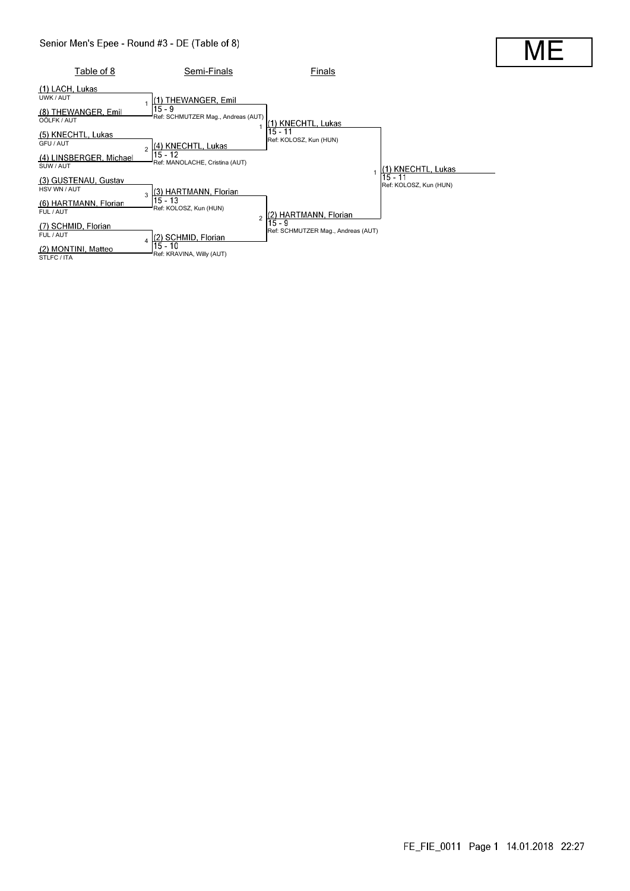# Senior Men's Epee - Round #3 - DE (Table of 8)

**ME**

## Table of 8

| # | Fencer | Club |
|---|---|---|
| 1 | (1) LACH, Lukas | UWK / AUT |
| | (8) THEWANGER, Emil | OÖLFK / AUT |
| 2 | (5) KNECHTL, Lukas | GFU / AUT |
| | (4) LINSBERGER, Michael | SUW / AUT |
| 3 | (3) GUSTENAU, Gustav | HSV WN / AUT |
| | (6) HARTMANN, Florian | FUL / AUT |
| 4 | (7) SCHMID, Florian | FUL / AUT |
| | (2) MONTINI, Matteo | STLFC / ITA |

## Semi-Finals

| # | Winner | Score | Referee |
|---|---|---|---|
| 1 | (1) THEWANGER, Emil | 15 - 9 | Ref: SCHMUTZER Mag., Andreas (AUT) |
| 2 | (4) KNECHTL, Lukas | 15 - 12 | Ref: MANOLACHE, Cristina (AUT) |
| 3 | (3) HARTMANN, Florian | 15 - 13 | Ref: KOLOSZ, Kun (HUN) |
| 4 | (2) SCHMID, Florian | 15 - 10 | Ref: KRAVINA, Willy (AUT) |

## Finals

| # | Winner | Score | Referee |
|---|---|---|---|
| 1 | (1) KNECHTL, Lukas | 15 - 11 | Ref: KOLOSZ, Kun (HUN) |
| 2 | (2) HARTMANN, Florian | 15 - 9 | Ref: SCHMUTZER Mag., Andreas (AUT) |

## Winner

| # | Winner | Score | Referee |
|---|---|---|---|
| 1 | (1) KNECHTL, Lukas | 15 - 11 | Ref: KOLOSZ, Kun (HUN) |

FE_FIE_0011 Page 1 14.01.2018 22:27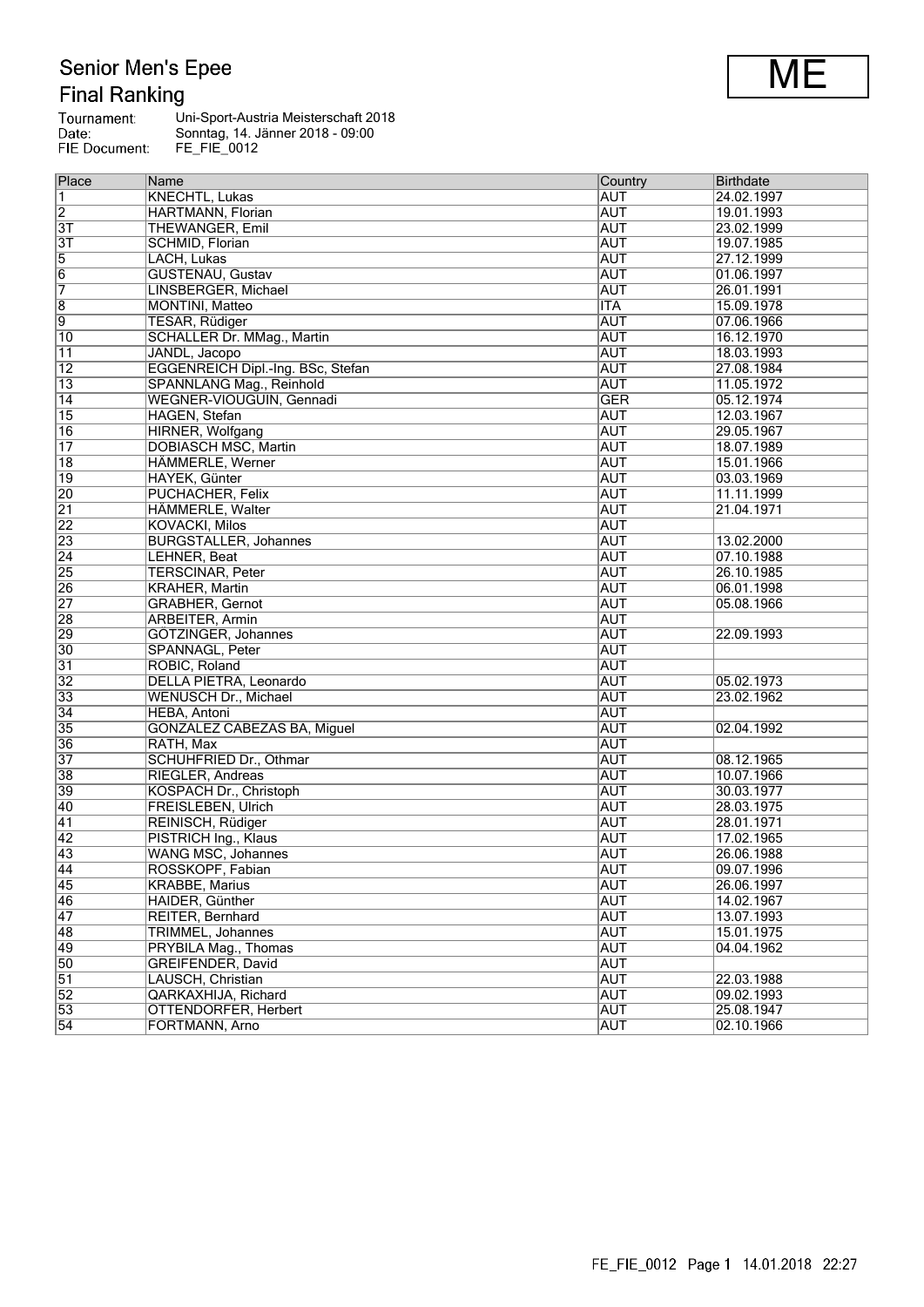# Senior Men's Epee

## Final Ranking

**ME**

Tournament: Uni-Sport-Austria Meisterschaft 2018
Date: Sonntag, 14. Jänner 2018 - 09:00
FIE Document: FE_FIE_0012

| Place | Name | Country | Birthdate |
|---|---|---|---|
| 1 | KNECHTL, Lukas | AUT | 24.02.1997 |
| 2 | HARTMANN, Florian | AUT | 19.01.1993 |
| 3T | THEWANGER, Emil | AUT | 23.02.1999 |
| 3T | SCHMID, Florian | AUT | 19.07.1985 |
| 5 | LACH, Lukas | AUT | 27.12.1999 |
| 6 | GUSTENAU, Gustav | AUT | 01.06.1997 |
| 7 | LINSBERGER, Michael | AUT | 26.01.1991 |
| 8 | MONTINI, Matteo | ITA | 15.09.1978 |
| 9 | TESAR, Rüdiger | AUT | 07.06.1966 |
| 10 | SCHALLER Dr. MMag., Martin | AUT | 16.12.1970 |
| 11 | JANDL, Jacopo | AUT | 18.03.1993 |
| 12 | EGGENREICH Dipl.-Ing. BSc, Stefan | AUT | 27.08.1984 |
| 13 | SPANNLANG Mag., Reinhold | AUT | 11.05.1972 |
| 14 | WEGNER-VIOUGUIN, Gennadi | GER | 05.12.1974 |
| 15 | HAGEN, Stefan | AUT | 12.03.1967 |
| 16 | HIRNER, Wolfgang | AUT | 29.05.1967 |
| 17 | DOBIASCH MSC, Martin | AUT | 18.07.1989 |
| 18 | HÄMMERLE, Werner | AUT | 15.01.1966 |
| 19 | HAYEK, Günter | AUT | 03.03.1969 |
| 20 | PUCHACHER, Felix | AUT | 11.11.1999 |
| 21 | HÄMMERLE, Walter | AUT | 21.04.1971 |
| 22 | KOVACKI, Milos | AUT | |
| 23 | BURGSTALLER, Johannes | AUT | 13.02.2000 |
| 24 | LEHNER, Beat | AUT | 07.10.1988 |
| 25 | TERSCINAR, Peter | AUT | 26.10.1985 |
| 26 | KRAHER, Martin | AUT | 06.01.1998 |
| 27 | GRABHER, Gernot | AUT | 05.08.1966 |
| 28 | ARBEITER, Armin | AUT | |
| 29 | GÖTZINGER, Johannes | AUT | 22.09.1993 |
| 30 | SPANNAGL, Peter | AUT | |
| 31 | ROBIC, Roland | AUT | |
| 32 | DELLA PIETRA, Leonardo | AUT | 05.02.1973 |
| 33 | WENUSCH Dr., Michael | AUT | 23.02.1962 |
| 34 | HEBA, Antoni | AUT | |
| 35 | GONZALEZ CABEZAS BA, Miguel | AUT | 02.04.1992 |
| 36 | RATH, Max | AUT | |
| 37 | SCHUHFRIED Dr., Othmar | AUT | 08.12.1965 |
| 38 | RIEGLER, Andreas | AUT | 10.07.1966 |
| 39 | KOSPACH Dr., Christoph | AUT | 30.03.1977 |
| 40 | FREISLEBEN, Ulrich | AUT | 28.03.1975 |
| 41 | REINISCH, Rüdiger | AUT | 28.01.1971 |
| 42 | PISTRICH Ing., Klaus | AUT | 17.02.1965 |
| 43 | WANG MSC, Johannes | AUT | 26.06.1988 |
| 44 | ROSSKOPF, Fabian | AUT | 09.07.1996 |
| 45 | KRABBE, Marius | AUT | 26.06.1997 |
| 46 | HAIDER, Günther | AUT | 14.02.1967 |
| 47 | REITER, Bernhard | AUT | 13.07.1993 |
| 48 | TRIMMEL, Johannes | AUT | 15.01.1975 |
| 49 | PRYBILA Mag., Thomas | AUT | 04.04.1962 |
| 50 | GREIFENDER, David | AUT | |
| 51 | LAUSCH, Christian | AUT | 22.03.1988 |
| 52 | QARKAXHIJA, Richard | AUT | 09.02.1993 |
| 53 | OTTENDORFER, Herbert | AUT | 25.08.1947 |
| 54 | FORTMANN, Arno | AUT | 02.10.1966 |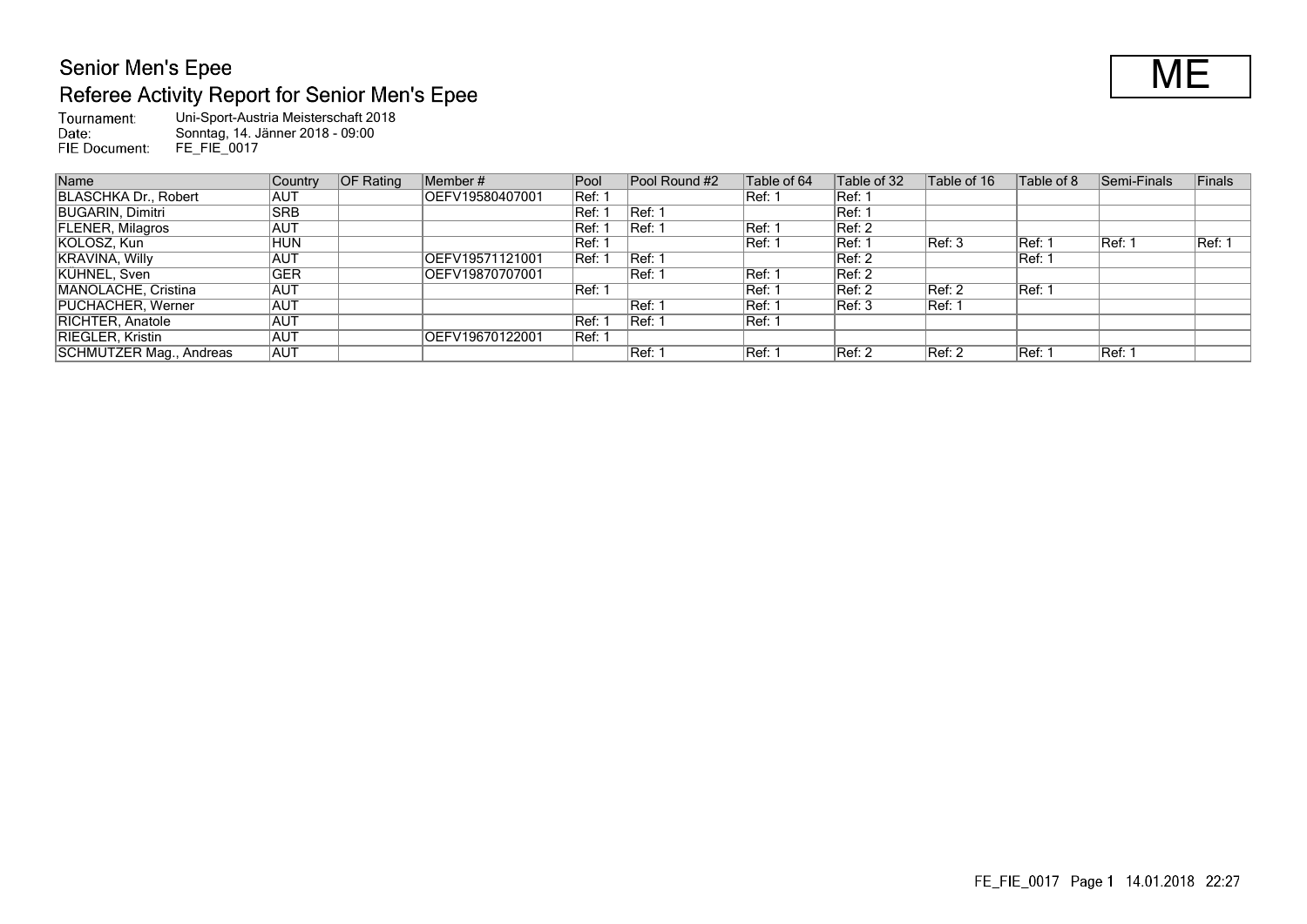# Senior Men's Epee

## Referee Activity Report for Senior Men's Epee

ME

Tournament: Uni-Sport-Austria Meisterschaft 2018
Date: Sonntag, 14. Jänner 2018 - 09:00
FIE Document: FE_FIE_0017

| Name | Country | OF Rating | Member # | Pool | Pool Round #2 | Table of 64 | Table of 32 | Table of 16 | Table of 8 | Semi-Finals | Finals |
|---|---|---|---|---|---|---|---|---|---|---|---|
| BLASCHKA Dr., Robert | AUT | | OEFV19580407001 | Ref: 1 | | Ref: 1 | Ref: 1 | | | | |
| BUGARIN, Dimitri | SRB | | | Ref: 1 | Ref: 1 | | Ref: 1 | | | | |
| FLENER, Milagros | AUT | | | Ref: 1 | Ref: 1 | Ref: 1 | Ref: 2 | | | | |
| KOLOSZ, Kun | HUN | | | Ref: 1 | | Ref: 1 | Ref: 1 | Ref: 3 | Ref: 1 | Ref: 1 | Ref: 1 |
| KRAVINA, Willy | AUT | | OEFV19571121001 | Ref: 1 | Ref: 1 | | Ref: 2 | | Ref: 1 | | |
| KÜHNEL, Sven | GER | | OEFV19870707001 | | Ref: 1 | Ref: 1 | Ref: 2 | | | | |
| MANOLACHE, Cristina | AUT | | | Ref: 1 | | Ref: 1 | Ref: 2 | Ref: 2 | Ref: 1 | | |
| PUCHACHER, Werner | AUT | | | | Ref: 1 | Ref: 1 | Ref: 3 | Ref: 1 | | | |
| RICHTER, Anatole | AUT | | | Ref: 1 | Ref: 1 | Ref: 1 | | | | | |
| RIEGLER, Kristin | AUT | | OEFV19670122001 | Ref: 1 | | | | | | | |
| SCHMUTZER Mag., Andreas | AUT | | | | Ref: 1 | Ref: 1 | Ref: 2 | Ref: 2 | Ref: 1 | Ref: 1 | |